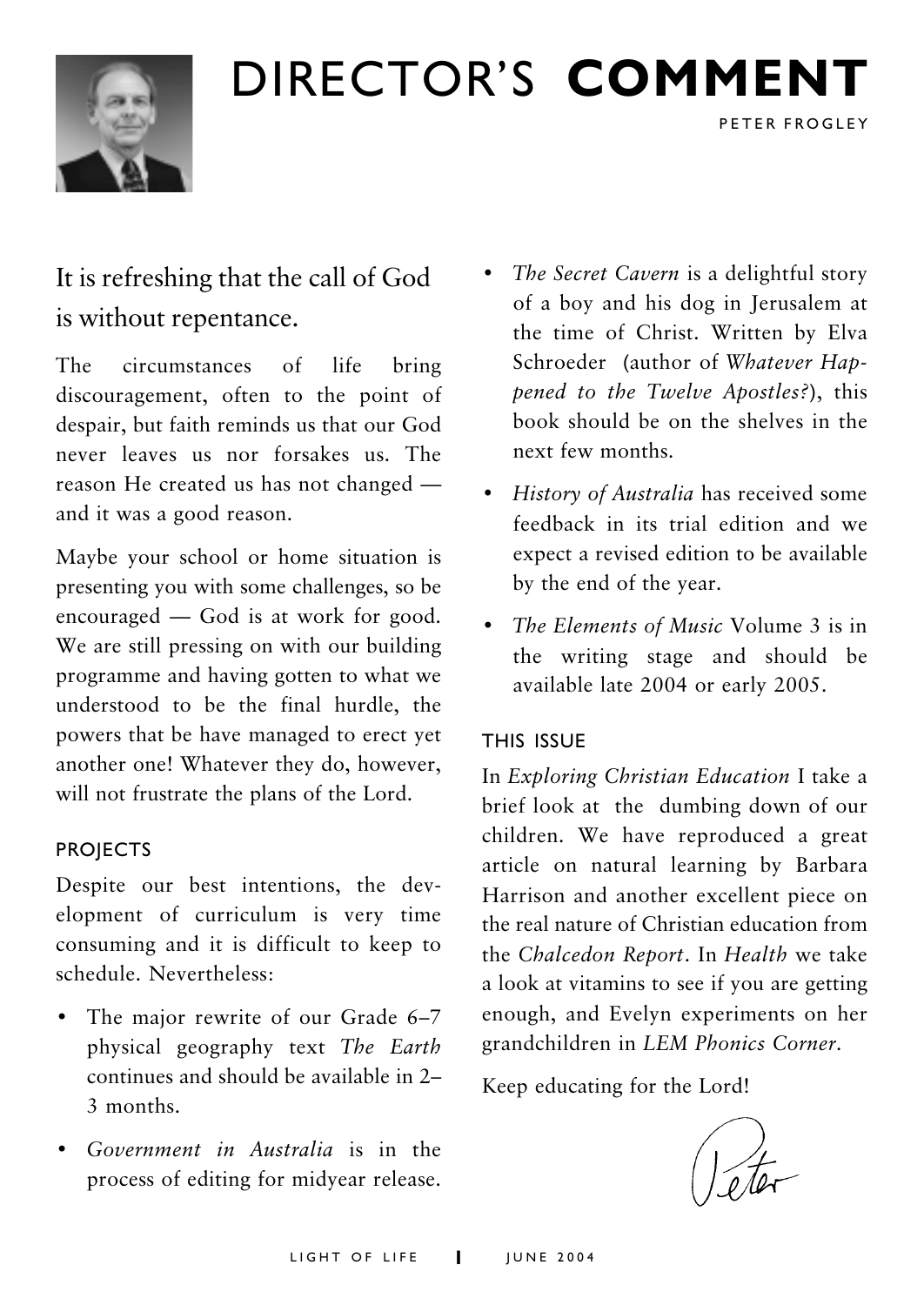# DIRECTOR'S **COMMENT**

PETER FROGLEY

It is refreshing that the call of God is without repentance.

The circumstances of life bring discouragement, often to the point of despair, but faith reminds us that our God never leaves us nor forsakes us. The reason He created us has not changed — and it was a good reason.

Maybe your school or home situation is presenting you with some challenges, so be encouraged — God is at work for good. We are still pressing on with our building programme and having gotten to what we understood to be the final hurdle, the powers that be have managed to erect yet another one! Whatever they do, however, will not frustrate the plans of the Lord.

## PROJECTS

Despite our best intentions, the development of curriculum is very time consuming and it is difficult to keep to schedule. Nevertheless:

- The major rewrite of our Grade 6–7 physical geography text *The Earth* continues and should be available in 2–3 months.
- *Government in Australia* is in the process of editing for midyear release.
- *The Secret Cavern* is a delightful story of a boy and his dog in Jerusalem at the time of Christ. Written by Elva Schroeder (author of *Whatever Happened to the Twelve Apostles?*), this book should be on the shelves in the next few months.
- *History of Australia* has received some feedback in its trial edition and we expect a revised edition to be available by the end of the year.
- *The Elements of Music* Volume 3 is in the writing stage and should be available late 2004 or early 2005.

## THIS ISSUE

In *Exploring Christian Education* I take a brief look at the dumbing down of our children. We have reproduced a great article on natural learning by Barbara Harrison and another excellent piece on the real nature of Christian education from the *Chalcedon Report*. In *Health* we take a look at vitamins to see if you are getting enough, and Evelyn experiments on her grandchildren in *LEM Phonics Corner*.

Keep educating for the Lord!

Peter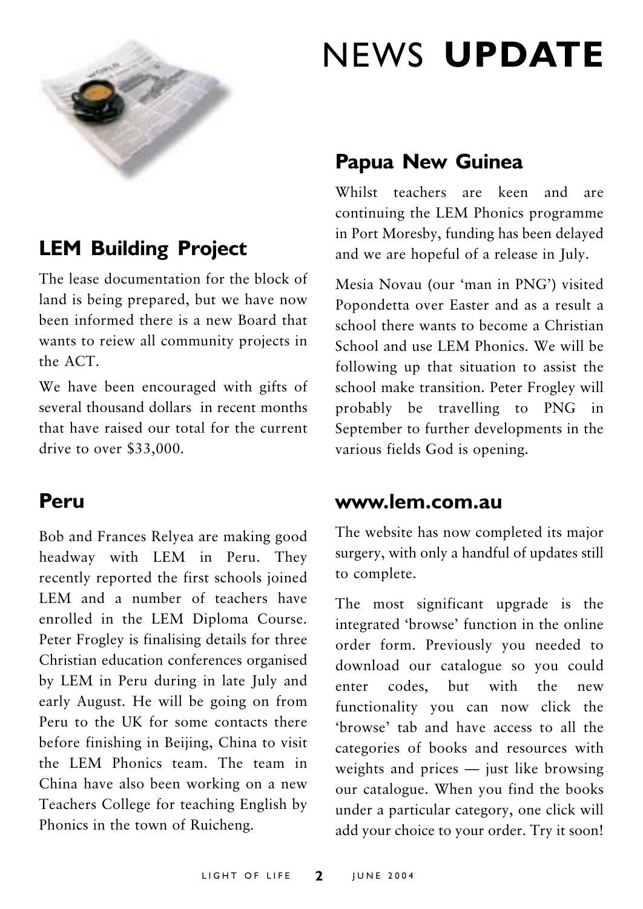# NEWS **UPDATE**

## LEM Building Project

The lease documentation for the block of land is being prepared, but we have now been informed there is a new Board that wants to reiew all community projects in the ACT.

We have been encouraged with gifts of several thousand dollars in recent months that have raised our total for the current drive to over $33,000.

## Peru

Bob and Frances Relyea are making good headway with LEM in Peru. They recently reported the first schools joined LEM and a number of teachers have enrolled in the LEM Diploma Course. Peter Frogley is finalising details for three Christian education conferences organised by LEM in Peru during in late July and early August. He will be going on from Peru to the UK for some contacts there before finishing in Beijing, China to visit the LEM Phonics team. The team in China have also been working on a new Teachers College for teaching English by Phonics in the town of Ruicheng.

## Papua New Guinea

Whilst teachers are keen and are continuing the LEM Phonics programme in Port Moresby, funding has been delayed and we are hopeful of a release in July.

Mesia Novau (our 'man in PNG') visited Popondetta over Easter and as a result a school there wants to become a Christian School and use LEM Phonics. We will be following up that situation to assist the school make transition. Peter Frogley will probably be travelling to PNG in September to further developments in the various fields God is opening.

## www.lem.com.au

The website has now completed its major surgery, with only a handful of updates still to complete.

The most significant upgrade is the integrated 'browse' function in the online order form. Previously you needed to download our catalogue so you could enter codes, but with the new functionality you can now click the 'browse' tab and have access to all the categories of books and resources with weights and prices — just like browsing our catalogue. When you find the books under a particular category, one click will add your choice to your order. Try it soon!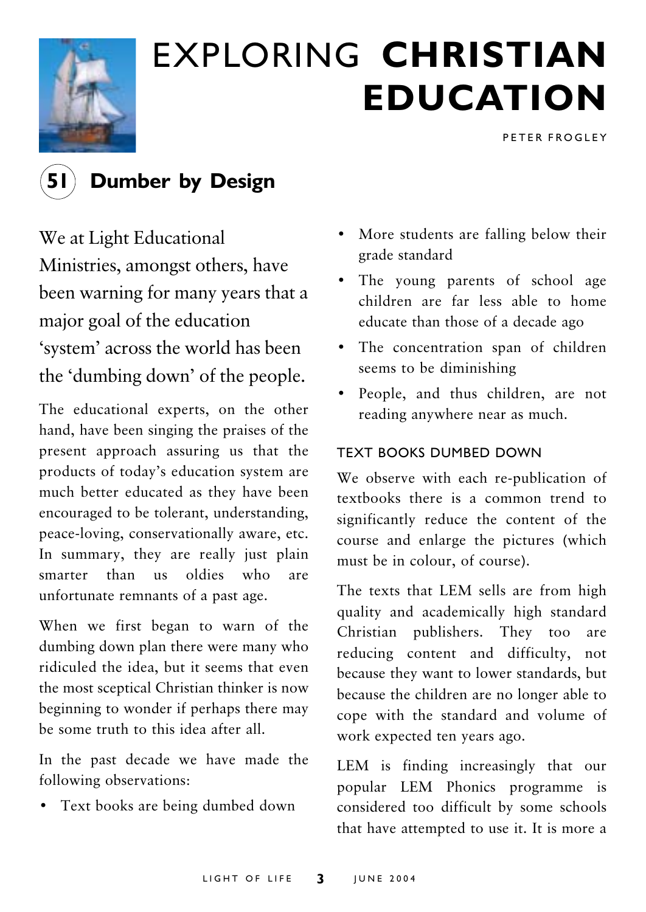# EXPLORING **CHRISTIAN EDUCATION**

PETER FROGLEY

## 51 Dumber by Design

We at Light Educational Ministries, amongst others, have been warning for many years that a major goal of the education 'system' across the world has been the 'dumbing down' of the people.

The educational experts, on the other hand, have been singing the praises of the present approach assuring us that the products of today's education system are much better educated as they have been encouraged to be tolerant, understanding, peace-loving, conservationally aware, etc. In summary, they are really just plain smarter than us oldies who are unfortunate remnants of a past age.

When we first began to warn of the dumbing down plan there were many who ridiculed the idea, but it seems that even the most sceptical Christian thinker is now beginning to wonder if perhaps there may be some truth to this idea after all.

In the past decade we have made the following observations:

- Text books are being dumbed down
- More students are falling below their grade standard
- The young parents of school age children are far less able to home educate than those of a decade ago
- The concentration span of children seems to be diminishing
- People, and thus children, are not reading anywhere near as much.

### TEXT BOOKS DUMBED DOWN

We observe with each re-publication of textbooks there is a common trend to significantly reduce the content of the course and enlarge the pictures (which must be in colour, of course).

The texts that LEM sells are from high quality and academically high standard Christian publishers. They too are reducing content and difficulty, not because they want to lower standards, but because the children are no longer able to cope with the standard and volume of work expected ten years ago.

LEM is finding increasingly that our popular LEM Phonics programme is considered too difficult by some schools that have attempted to use it. It is more a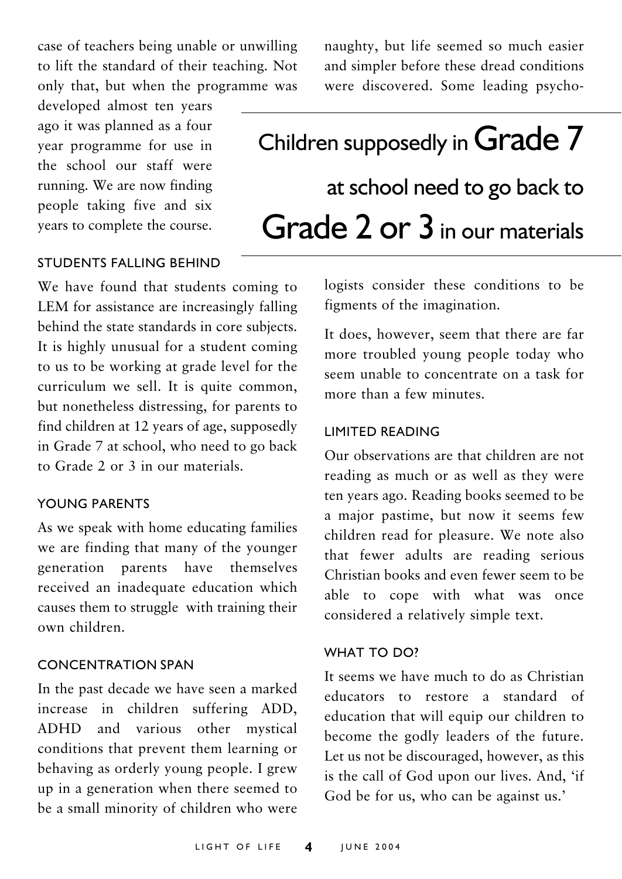case of teachers being unable or unwilling to lift the standard of their teaching. Not only that, but when the programme was developed almost ten years ago it was planned as a four year programme for use in the school our staff were running. We are now finding people taking five and six years to complete the course.

> Children supposedly in Grade 7 at school need to go back to Grade 2 or 3 in our materials

### STUDENTS FALLING BEHIND

We have found that students coming to LEM for assistance are increasingly falling behind the state standards in core subjects. It is highly unusual for a student coming to us to be working at grade level for the curriculum we sell. It is quite common, but nonetheless distressing, for parents to find children at 12 years of age, supposedly in Grade 7 at school, who need to go back to Grade 2 or 3 in our materials.

### YOUNG PARENTS

As we speak with home educating families we are finding that many of the younger generation parents have themselves received an inadequate education which causes them to struggle with training their own children.

### CONCENTRATION SPAN

In the past decade we have seen a marked increase in children suffering ADD, ADHD and various other mystical conditions that prevent them learning or behaving as orderly young people. I grew up in a generation when there seemed to be a small minority of children who were naughty, but life seemed so much easier and simpler before these dread conditions were discovered. Some leading psychologists consider these conditions to be figments of the imagination.

It does, however, seem that there are far more troubled young people today who seem unable to concentrate on a task for more than a few minutes.

### LIMITED READING

Our observations are that children are not reading as much or as well as they were ten years ago. Reading books seemed to be a major pastime, but now it seems few children read for pleasure. We note also that fewer adults are reading serious Christian books and even fewer seem to be able to cope with what was once considered a relatively simple text.

### WHAT TO DO?

It seems we have much to do as Christian educators to restore a standard of education that will equip our children to become the godly leaders of the future. Let us not be discouraged, however, as this is the call of God upon our lives. And, 'if God be for us, who can be against us.'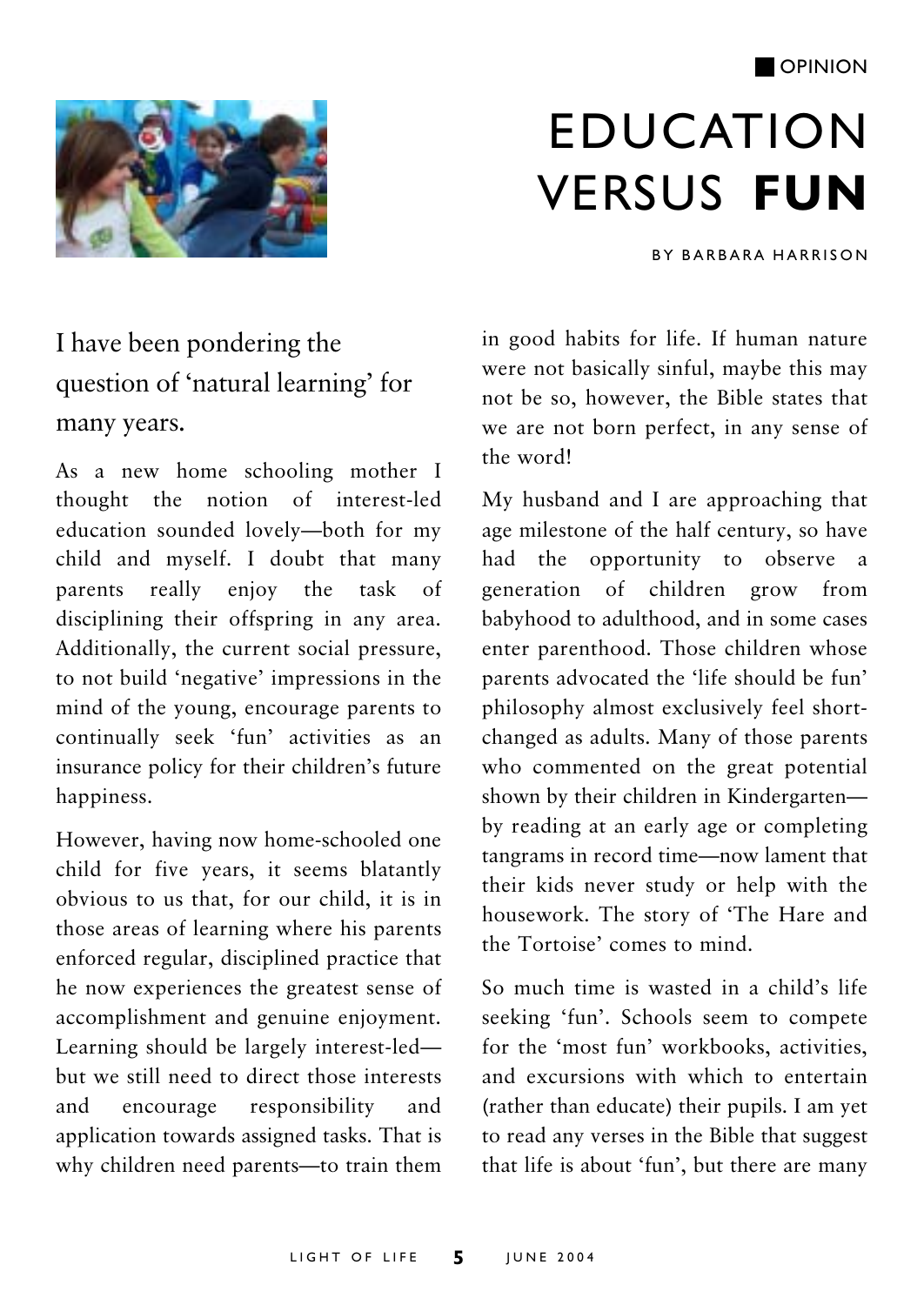OPINION

# EDUCATION VERSUS **FUN**

BY BARBARA HARRISON

I have been pondering the question of 'natural learning' for many years.

As a new home schooling mother I thought the notion of interest-led education sounded lovely—both for my child and myself. I doubt that many parents really enjoy the task of disciplining their offspring in any area. Additionally, the current social pressure, to not build 'negative' impressions in the mind of the young, encourage parents to continually seek 'fun' activities as an insurance policy for their children's future happiness.

However, having now home-schooled one child for five years, it seems blatantly obvious to us that, for our child, it is in those areas of learning where his parents enforced regular, disciplined practice that he now experiences the greatest sense of accomplishment and genuine enjoyment. Learning should be largely interest-led—but we still need to direct those interests and encourage responsibility and application towards assigned tasks. That is why children need parents—to train them in good habits for life. If human nature were not basically sinful, maybe this may not be so, however, the Bible states that we are not born perfect, in any sense of the word!

My husband and I are approaching that age milestone of the half century, so have had the opportunity to observe a generation of children grow from babyhood to adulthood, and in some cases enter parenthood. Those children whose parents advocated the 'life should be fun' philosophy almost exclusively feel short-changed as adults. Many of those parents who commented on the great potential shown by their children in Kindergarten—by reading at an early age or completing tangrams in record time—now lament that their kids never study or help with the housework. The story of 'The Hare and the Tortoise' comes to mind.

So much time is wasted in a child's life seeking 'fun'. Schools seem to compete for the 'most fun' workbooks, activities, and excursions with which to entertain (rather than educate) their pupils. I am yet to read any verses in the Bible that suggest that life is about 'fun', but there are many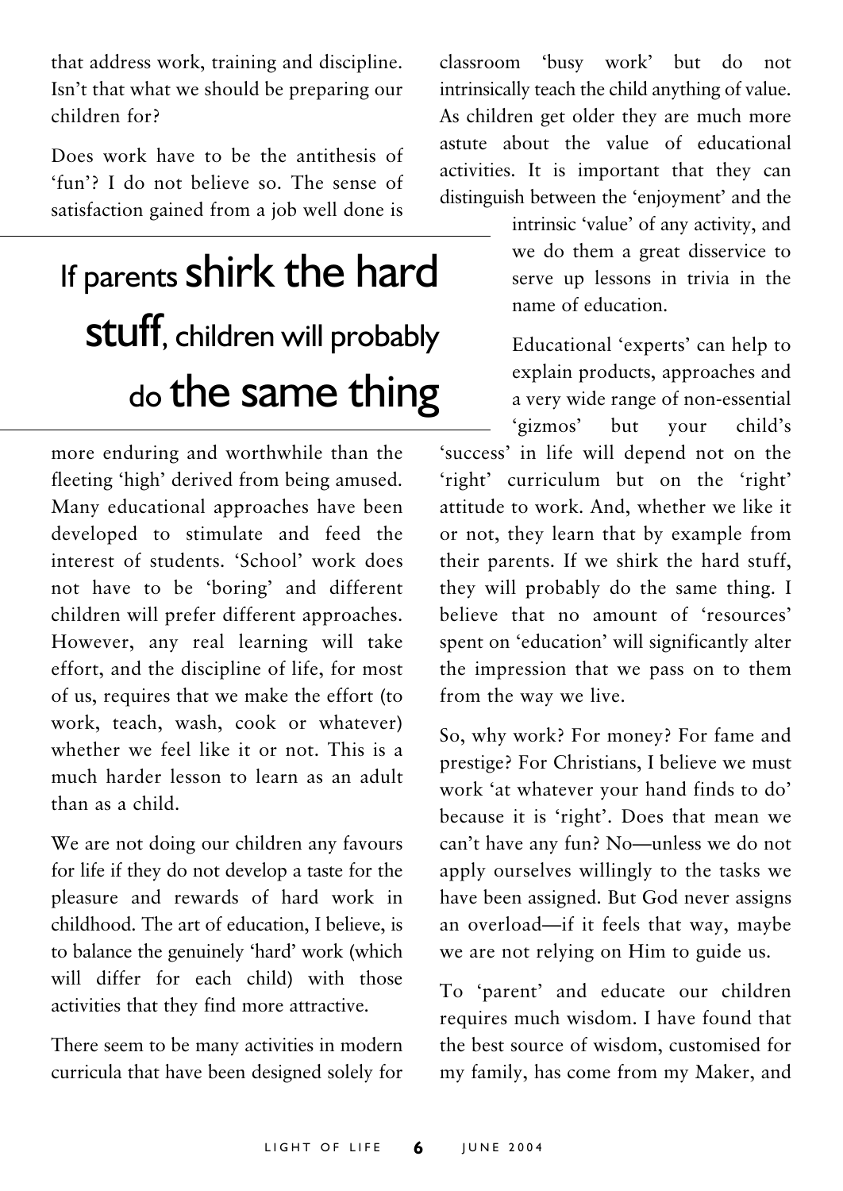that address work, training and discipline. Isn't that what we should be preparing our children for?

Does work have to be the antithesis of 'fun'? I do not believe so. The sense of satisfaction gained from a job well done is more enduring and worthwhile than the fleeting 'high' derived from being amused. Many educational approaches have been developed to stimulate and feed the interest of students. 'School' work does not have to be 'boring' and different children will prefer different approaches. However, any real learning will take effort, and the discipline of life, for most of us, requires that we make the effort (to work, teach, wash, cook or whatever) whether we feel like it or not. This is a much harder lesson to learn as an adult than as a child.

> If parents **shirk the hard stuff**, children will probably do **the same thing**

We are not doing our children any favours for life if they do not develop a taste for the pleasure and rewards of hard work in childhood. The art of education, I believe, is to balance the genuinely 'hard' work (which will differ for each child) with those activities that they find more attractive.

There seem to be many activities in modern curricula that have been designed solely for classroom 'busy work' but do not intrinsically teach the child anything of value. As children get older they are much more astute about the value of educational activities. It is important that they can distinguish between the 'enjoyment' and the intrinsic 'value' of any activity, and we do them a great disservice to serve up lessons in trivia in the name of education.

Educational 'experts' can help to explain products, approaches and a very wide range of non-essential 'gizmos' but your child's 'success' in life will depend not on the 'right' curriculum but on the 'right' attitude to work. And, whether we like it or not, they learn that by example from their parents. If we shirk the hard stuff, they will probably do the same thing. I believe that no amount of 'resources' spent on 'education' will significantly alter the impression that we pass on to them from the way we live.

So, why work? For money? For fame and prestige? For Christians, I believe we must work 'at whatever your hand finds to do' because it is 'right'. Does that mean we can't have any fun? No—unless we do not apply ourselves willingly to the tasks we have been assigned. But God never assigns an overload—if it feels that way, maybe we are not relying on Him to guide us.

To 'parent' and educate our children requires much wisdom. I have found that the best source of wisdom, customised for my family, has come from my Maker, and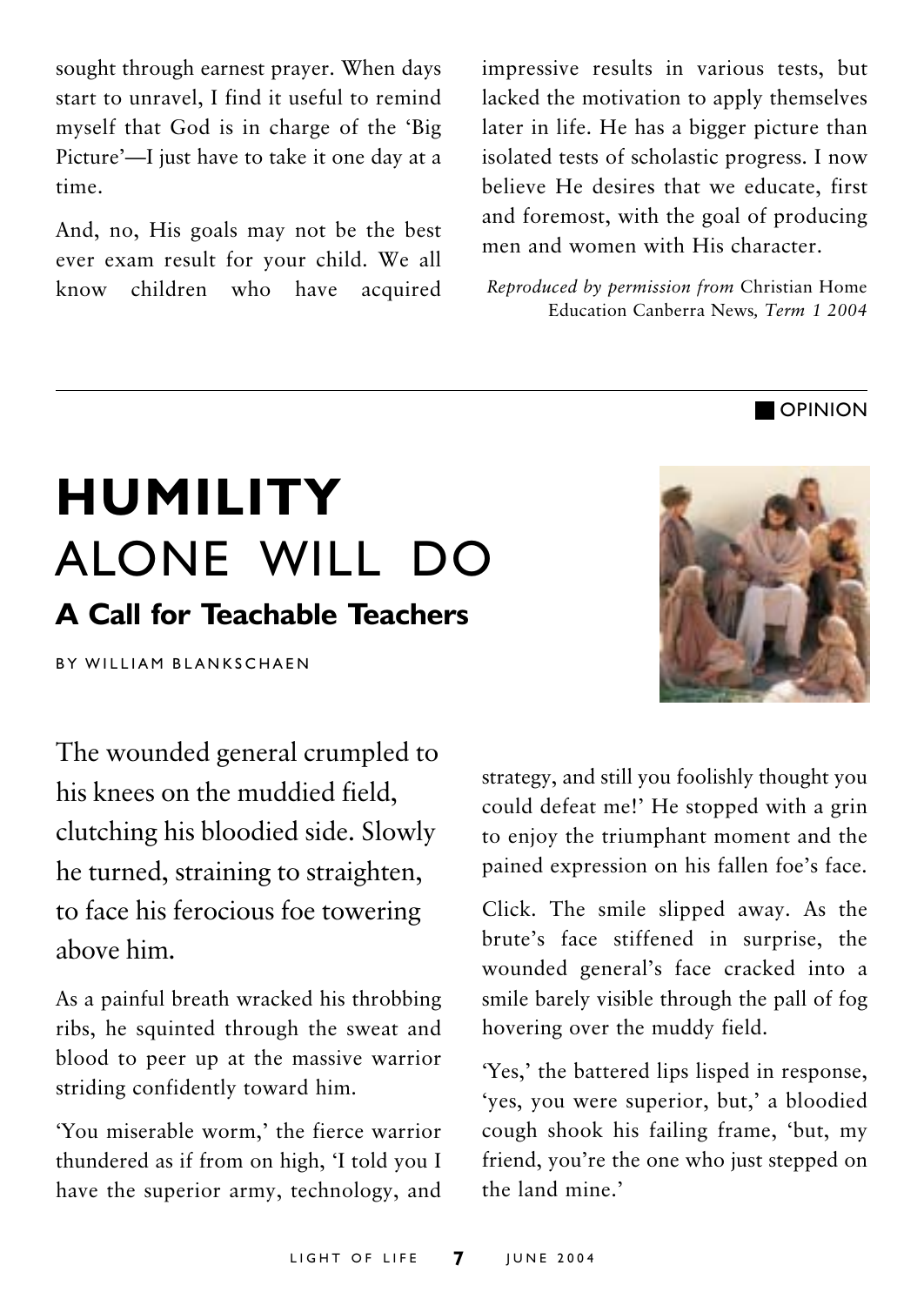sought through earnest prayer. When days start to unravel, I find it useful to remind myself that God is in charge of the 'Big Picture'—I just have to take it one day at a time.

And, no, His goals may not be the best ever exam result for your child. We all know children who have acquired impressive results in various tests, but lacked the motivation to apply themselves later in life. He has a bigger picture than isolated tests of scholastic progress. I now believe He desires that we educate, first and foremost, with the goal of producing men and women with His character.

*Reproduced by permission from* Christian Home Education Canberra News*, Term 1 2004*

---

OPINION

# **HUMILITY** ALONE WILL DO

## A Call for Teachable Teachers

BY WILLIAM BLANKSCHAEN

The wounded general crumpled to his knees on the muddied field, clutching his bloodied side. Slowly he turned, straining to straighten, to face his ferocious foe towering above him.

As a painful breath wracked his throbbing ribs, he squinted through the sweat and blood to peer up at the massive warrior striding confidently toward him.

'You miserable worm,' the fierce warrior thundered as if from on high, 'I told you I have the superior army, technology, and strategy, and still you foolishly thought you could defeat me!' He stopped with a grin to enjoy the triumphant moment and the pained expression on his fallen foe's face.

Click. The smile slipped away. As the brute's face stiffened in surprise, the wounded general's face cracked into a smile barely visible through the pall of fog hovering over the muddy field.

'Yes,' the battered lips lisped in response, 'yes, you were superior, but,' a bloodied cough shook his failing frame, 'but, my friend, you're the one who just stepped on the land mine.'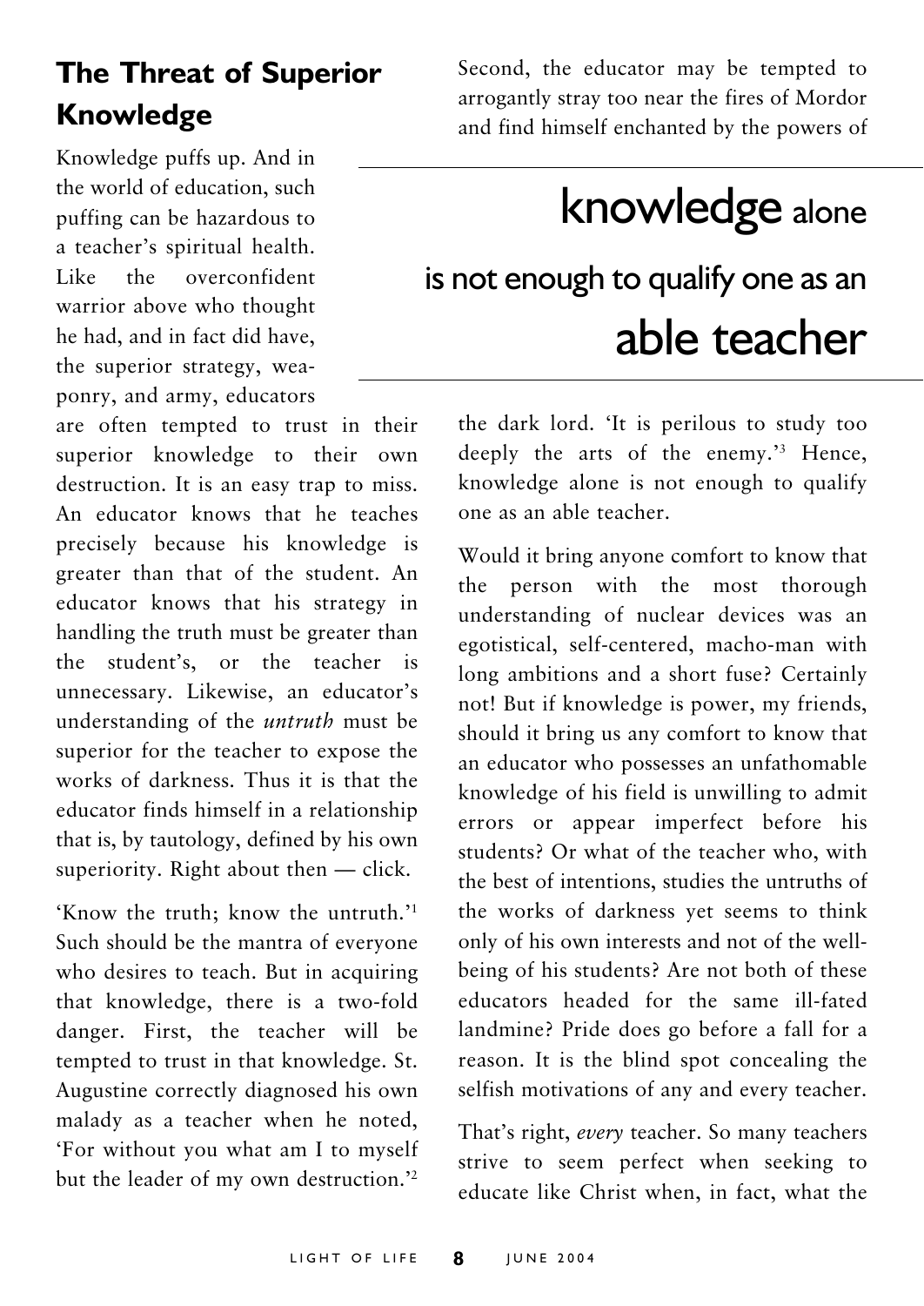## The Threat of Superior Knowledge

Knowledge puffs up. And in the world of education, such puffing can be hazardous to a teacher's spiritual health. Like the overconfident warrior above who thought he had, and in fact did have, the superior strategy, weaponry, and army, educators are often tempted to trust in their superior knowledge to their own destruction. It is an easy trap to miss. An educator knows that he teaches precisely because his knowledge is greater than that of the student. An educator knows that his strategy in handling the truth must be greater than the student's, or the teacher is unnecessary. Likewise, an educator's understanding of the *untruth* must be superior for the teacher to expose the works of darkness. Thus it is that the educator finds himself in a relationship that is, by tautology, defined by his own superiority. Right about then — click.

'Know the truth; know the untruth.'[1] Such should be the mantra of everyone who desires to teach. But in acquiring that knowledge, there is a two-fold danger. First, the teacher will be tempted to trust in that knowledge. St. Augustine correctly diagnosed his own malady as a teacher when he noted, 'For without you what am I to myself but the leader of my own destruction.'[2]

Second, the educator may be tempted to arrogantly stray too near the fires of Mordor and find himself enchanted by the powers of the dark lord. 'It is perilous to study too deeply the arts of the enemy.'[3] Hence, knowledge alone is not enough to qualify one as an able teacher.

> knowledge alone is not enough to qualify one as an able teacher

Would it bring anyone comfort to know that the person with the most thorough understanding of nuclear devices was an egotistical, self-centered, macho-man with long ambitions and a short fuse? Certainly not! But if knowledge is power, my friends, should it bring us any comfort to know that an educator who possesses an unfathomable knowledge of his field is unwilling to admit errors or appear imperfect before his students? Or what of the teacher who, with the best of intentions, studies the untruths of the works of darkness yet seems to think only of his own interests and not of the well-being of his students? Are not both of these educators headed for the same ill-fated landmine? Pride does go before a fall for a reason. It is the blind spot concealing the selfish motivations of any and every teacher.

That's right, *every* teacher. So many teachers strive to seem perfect when seeking to educate like Christ when, in fact, what the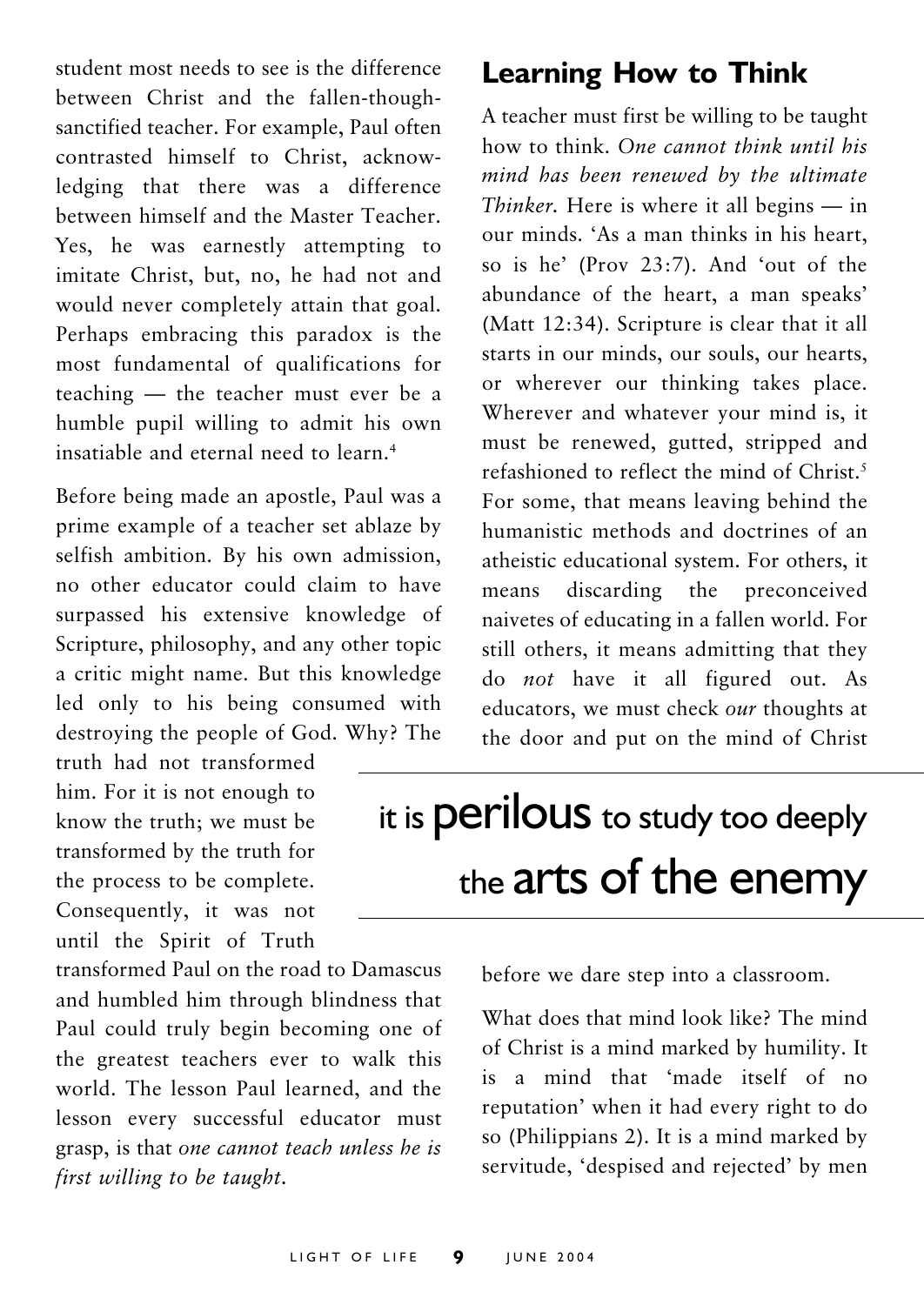student most needs to see is the difference between Christ and the fallen-though-sanctified teacher. For example, Paul often contrasted himself to Christ, acknowledging that there was a difference between himself and the Master Teacher. Yes, he was earnestly attempting to imitate Christ, but, no, he had not and would never completely attain that goal. Perhaps embracing this paradox is the most fundamental of qualifications for teaching — the teacher must ever be a humble pupil willing to admit his own insatiable and eternal need to learn.[4]

Before being made an apostle, Paul was a prime example of a teacher set ablaze by selfish ambition. By his own admission, no other educator could claim to have surpassed his extensive knowledge of Scripture, philosophy, and any other topic a critic might name. But this knowledge led only to his being consumed with destroying the people of God. Why? The truth had not transformed him. For it is not enough to know the truth; we must be transformed by the truth for the process to be complete. Consequently, it was not until the Spirit of Truth transformed Paul on the road to Damascus and humbled him through blindness that Paul could truly begin becoming one of the greatest teachers ever to walk this world. The lesson Paul learned, and the lesson every successful educator must grasp, is that *one cannot teach unless he is first willing to be taught.*

## Learning How to Think

A teacher must first be willing to be taught how to think. *One cannot think until his mind has been renewed by the ultimate Thinker.* Here is where it all begins — in our minds. 'As a man thinks in his heart, so is he' (Prov 23:7). And 'out of the abundance of the heart, a man speaks' (Matt 12:34). Scripture is clear that it all starts in our minds, our souls, our hearts, or wherever our thinking takes place. Wherever and whatever your mind is, it must be renewed, gutted, stripped and refashioned to reflect the mind of Christ.[5] For some, that means leaving behind the humanistic methods and doctrines of an atheistic educational system. For others, it means discarding the preconceived naivetes of educating in a fallen world. For still others, it means admitting that they do *not* have it all figured out. As educators, we must check *our* thoughts at the door and put on the mind of Christ before we dare step into a classroom.

> it is **perilous** to study too deeply the **arts of the enemy**

What does that mind look like? The mind of Christ is a mind marked by humility. It is a mind that 'made itself of no reputation' when it had every right to do so (Philippians 2). It is a mind marked by servitude, 'despised and rejected' by men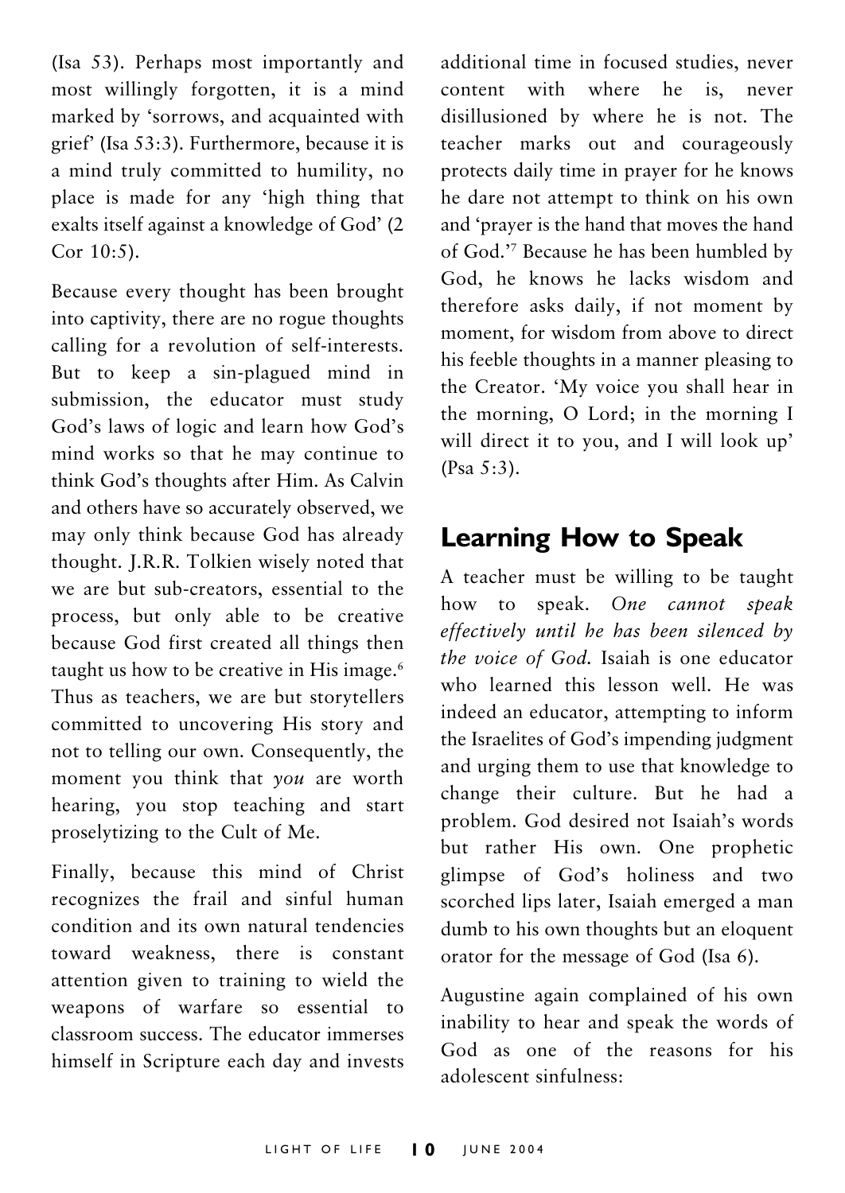(Isa 53). Perhaps most importantly and most willingly forgotten, it is a mind marked by 'sorrows, and acquainted with grief' (Isa 53:3). Furthermore, because it is a mind truly committed to humility, no place is made for any 'high thing that exalts itself against a knowledge of God' (2 Cor 10:5).

Because every thought has been brought into captivity, there are no rogue thoughts calling for a revolution of self-interests. But to keep a sin-plagued mind in submission, the educator must study God's laws of logic and learn how God's mind works so that he may continue to think God's thoughts after Him. As Calvin and others have so accurately observed, we may only think because God has already thought. J.R.R. Tolkien wisely noted that we are but sub-creators, essential to the process, but only able to be creative because God first created all things then taught us how to be creative in His image.[6] Thus as teachers, we are but storytellers committed to uncovering His story and not to telling our own. Consequently, the moment you think that *you* are worth hearing, you stop teaching and start proselytizing to the Cult of Me.

Finally, because this mind of Christ recognizes the frail and sinful human condition and its own natural tendencies toward weakness, there is constant attention given to training to wield the weapons of warfare so essential to classroom success. The educator immerses himself in Scripture each day and invests additional time in focused studies, never content with where he is, never disillusioned by where he is not. The teacher marks out and courageously protects daily time in prayer for he knows he dare not attempt to think on his own and 'prayer is the hand that moves the hand of God.'[7] Because he has been humbled by God, he knows he lacks wisdom and therefore asks daily, if not moment by moment, for wisdom from above to direct his feeble thoughts in a manner pleasing to the Creator. 'My voice you shall hear in the morning, O Lord; in the morning I will direct it to you, and I will look up' (Psa 5:3).

## Learning How to Speak

A teacher must be willing to be taught how to speak. *One cannot speak effectively until he has been silenced by the voice of God.* Isaiah is one educator who learned this lesson well. He was indeed an educator, attempting to inform the Israelites of God's impending judgment and urging them to use that knowledge to change their culture. But he had a problem. God desired not Isaiah's words but rather His own. One prophetic glimpse of God's holiness and two scorched lips later, Isaiah emerged a man dumb to his own thoughts but an eloquent orator for the message of God (Isa 6).

Augustine again complained of his own inability to hear and speak the words of God as one of the reasons for his adolescent sinfulness: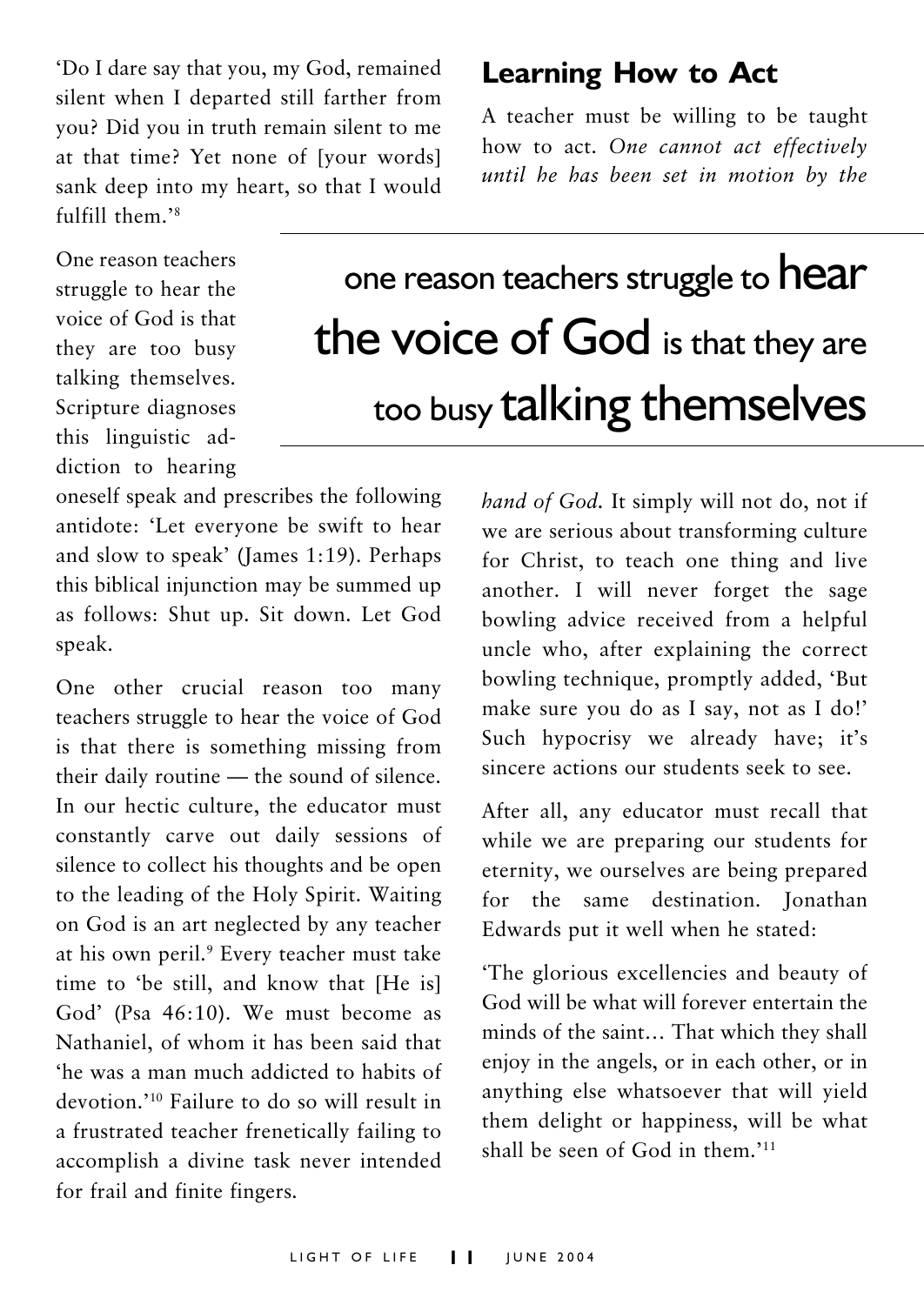'Do I dare say that you, my God, remained silent when I departed still farther from you? Did you in truth remain silent to me at that time? Yet none of [your words] sank deep into my heart, so that I would fulfill them.'[8]

One reason teachers struggle to hear the voice of God is that they are too busy talking themselves. Scripture diagnoses this linguistic addiction to hearing oneself speak and prescribes the following antidote: 'Let everyone be swift to hear and slow to speak' (James 1:19). Perhaps this biblical injunction may be summed up as follows: Shut up. Sit down. Let God speak.

> one reason teachers struggle to hear the voice of God is that they are too busy talking themselves

One other crucial reason too many teachers struggle to hear the voice of God is that there is something missing from their daily routine — the sound of silence. In our hectic culture, the educator must constantly carve out daily sessions of silence to collect his thoughts and be open to the leading of the Holy Spirit. Waiting on God is an art neglected by any teacher at his own peril.[9] Every teacher must take time to 'be still, and know that [He is] God' (Psa 46:10). We must become as Nathaniel, of whom it has been said that 'he was a man much addicted to habits of devotion.'[10] Failure to do so will result in a frustrated teacher frenetically failing to accomplish a divine task never intended for frail and finite fingers.

## Learning How to Act

A teacher must be willing to be taught how to act. *One cannot act effectively until he has been set in motion by the hand of God.* It simply will not do, not if we are serious about transforming culture for Christ, to teach one thing and live another. I will never forget the sage bowling advice received from a helpful uncle who, after explaining the correct bowling technique, promptly added, 'But make sure you do as I say, not as I do!' Such hypocrisy we already have; it's sincere actions our students seek to see.

After all, any educator must recall that while we are preparing our students for eternity, we ourselves are being prepared for the same destination. Jonathan Edwards put it well when he stated:

'The glorious excellencies and beauty of God will be what will forever entertain the minds of the saint… That which they shall enjoy in the angels, or in each other, or in anything else whatsoever that will yield them delight or happiness, will be what shall be seen of God in them.'[11]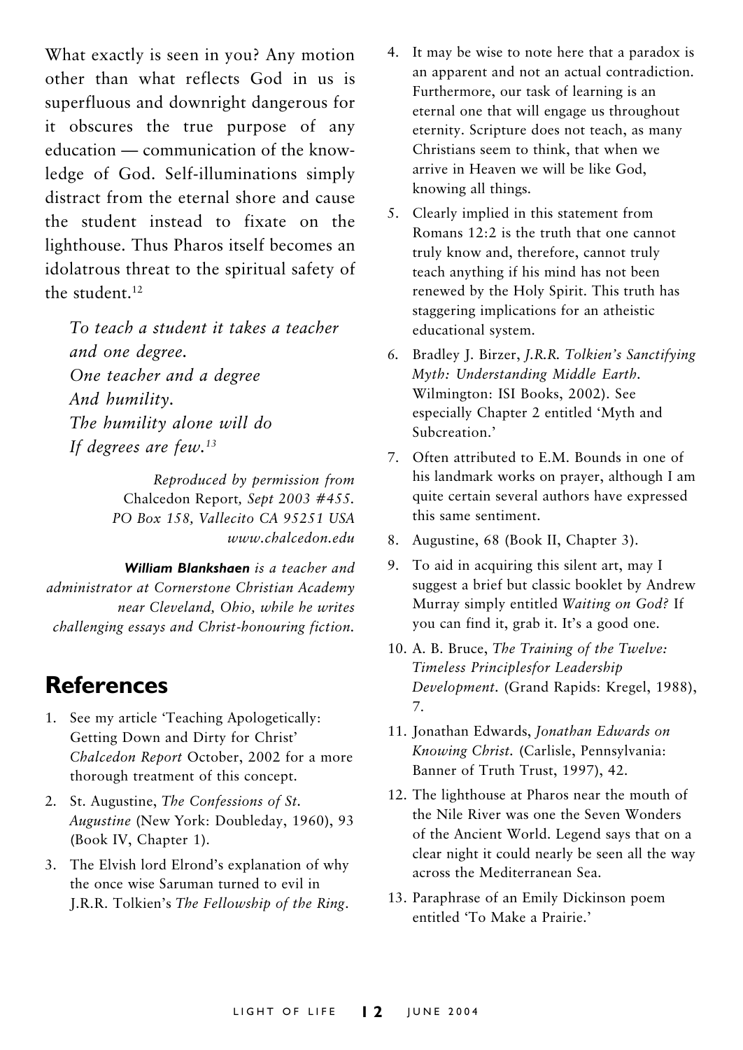What exactly is seen in you? Any motion other than what reflects God in us is superfluous and downright dangerous for it obscures the true purpose of any education — communication of the knowledge of God. Self-illuminations simply distract from the eternal shore and cause the student instead to fixate on the lighthouse. Thus Pharos itself becomes an idolatrous threat to the spiritual safety of the student.[12]

> *To teach a student it takes a teacher*
> *and one degree.*
> *One teacher and a degree*
> *And humility.*
> *The humility alone will do*
> *If degrees are few.*[13]

*Reproduced by permission from* Chalcedon Report*, Sept 2003 #455. PO Box 158, Vallecito CA 95251 USA www.chalcedon.edu*

***William Blankshaen*** *is a teacher and administrator at Cornerstone Christian Academy near Cleveland, Ohio, while he writes challenging essays and Christ-honouring fiction.*

## References

1. See my article 'Teaching Apologetically: Getting Down and Dirty for Christ' *Chalcedon Report* October, 2002 for a more thorough treatment of this concept.
2. St. Augustine, *The Confessions of St. Augustine* (New York: Doubleday, 1960), 93 (Book IV, Chapter 1).
3. The Elvish lord Elrond's explanation of why the once wise Saruman turned to evil in J.R.R. Tolkien's *The Fellowship of the Ring*.
4. It may be wise to note here that a paradox is an apparent and not an actual contradiction. Furthermore, our task of learning is an eternal one that will engage us throughout eternity. Scripture does not teach, as many Christians seem to think, that when we arrive in Heaven we will be like God, knowing all things.
5. Clearly implied in this statement from Romans 12:2 is the truth that one cannot truly know and, therefore, cannot truly teach anything if his mind has not been renewed by the Holy Spirit. This truth has staggering implications for an atheistic educational system.
6. Bradley J. Birzer, *J.R.R. Tolkien's Sanctifying Myth: Understanding Middle Earth*. Wilmington: ISI Books, 2002). See especially Chapter 2 entitled 'Myth and Subcreation.'
7. Often attributed to E.M. Bounds in one of his landmark works on prayer, although I am quite certain several authors have expressed this same sentiment.
8. Augustine, 68 (Book II, Chapter 3).
9. To aid in acquiring this silent art, may I suggest a brief but classic booklet by Andrew Murray simply entitled *Waiting on God?* If you can find it, grab it. It's a good one.
10. A. B. Bruce, *The Training of the Twelve: Timeless Principlesfor Leadership Development*. (Grand Rapids: Kregel, 1988), 7.
11. Jonathan Edwards, *Jonathan Edwards on Knowing Christ.* (Carlisle, Pennsylvania: Banner of Truth Trust, 1997), 42.
12. The lighthouse at Pharos near the mouth of the Nile River was one the Seven Wonders of the Ancient World. Legend says that on a clear night it could nearly be seen all the way across the Mediterranean Sea.
13. Paraphrase of an Emily Dickinson poem entitled 'To Make a Prairie.'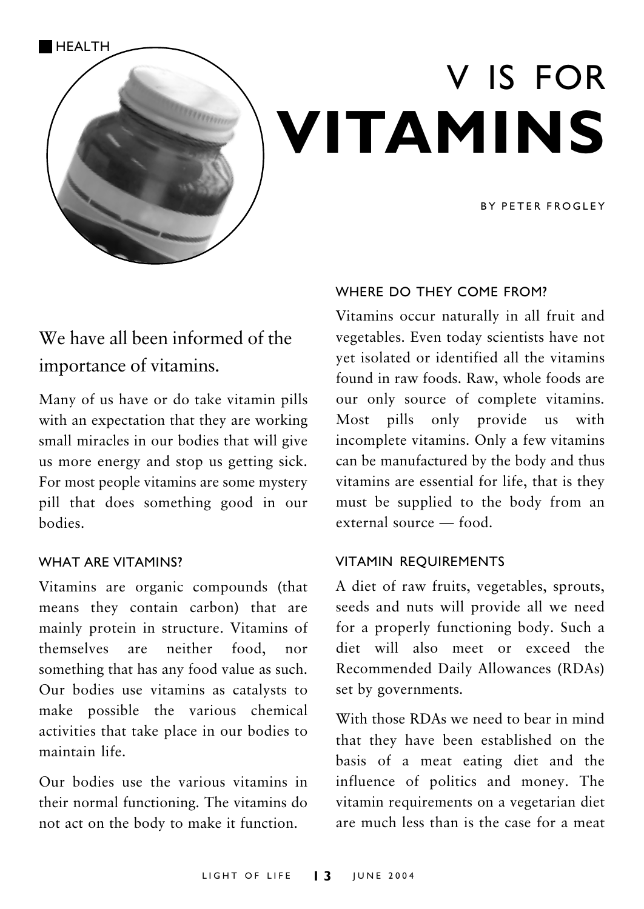HEALTH

# V IS FOR **VITAMINS**

BY PETER FROGLEY

We have all been informed of the importance of vitamins.

Many of us have or do take vitamin pills with an expectation that they are working small miracles in our bodies that will give us more energy and stop us getting sick. For most people vitamins are some mystery pill that does something good in our bodies.

## WHAT ARE VITAMINS?

Vitamins are organic compounds (that means they contain carbon) that are mainly protein in structure. Vitamins of themselves are neither food, nor something that has any food value as such. Our bodies use vitamins as catalysts to make possible the various chemical activities that take place in our bodies to maintain life.

Our bodies use the various vitamins in their normal functioning. The vitamins do not act on the body to make it function.

## WHERE DO THEY COME FROM?

Vitamins occur naturally in all fruit and vegetables. Even today scientists have not yet isolated or identified all the vitamins found in raw foods. Raw, whole foods are our only source of complete vitamins. Most pills only provide us with incomplete vitamins. Only a few vitamins can be manufactured by the body and thus vitamins are essential for life, that is they must be supplied to the body from an external source — food.

## VITAMIN REQUIREMENTS

A diet of raw fruits, vegetables, sprouts, seeds and nuts will provide all we need for a properly functioning body. Such a diet will also meet or exceed the Recommended Daily Allowances (RDAs) set by governments.

With those RDAs we need to bear in mind that they have been established on the basis of a meat eating diet and the influence of politics and money. The vitamin requirements on a vegetarian diet are much less than is the case for a meat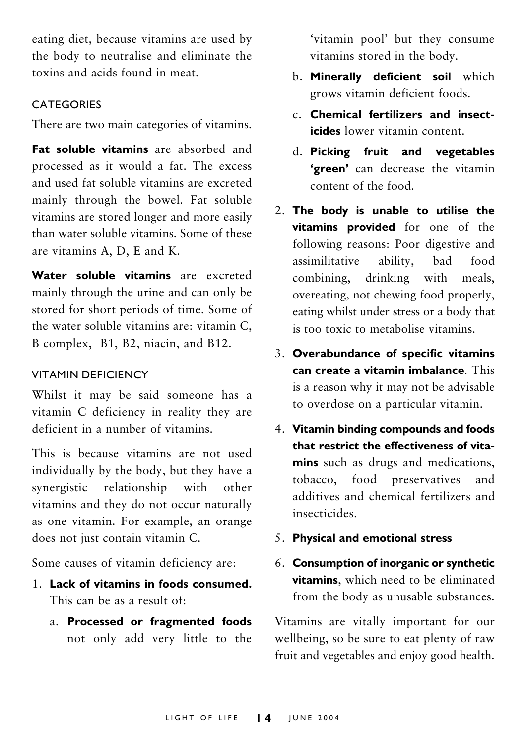eating diet, because vitamins are used by the body to neutralise and eliminate the toxins and acids found in meat.

## CATEGORIES

There are two main categories of vitamins.

**Fat soluble vitamins** are absorbed and processed as it would a fat. The excess and used fat soluble vitamins are excreted mainly through the bowel. Fat soluble vitamins are stored longer and more easily than water soluble vitamins. Some of these are vitamins A, D, E and K.

**Water soluble vitamins** are excreted mainly through the urine and can only be stored for short periods of time. Some of the water soluble vitamins are: vitamin C, B complex, B1, B2, niacin, and B12.

## VITAMIN DEFICIENCY

Whilst it may be said someone has a vitamin C deficiency in reality they are deficient in a number of vitamins.

This is because vitamins are not used individually by the body, but they have a synergistic relationship with other vitamins and they do not occur naturally as one vitamin. For example, an orange does not just contain vitamin C.

Some causes of vitamin deficiency are:

1. **Lack of vitamins in foods consumed.** This can be as a result of:
   a. **Processed or fragmented foods** not only add very little to the 'vitamin pool' but they consume vitamins stored in the body.
   b. **Minerally deficient soil** which grows vitamin deficient foods.
   c. **Chemical fertilizers and insecticides** lower vitamin content.
   d. **Picking fruit and vegetables 'green'** can decrease the vitamin content of the food.
2. **The body is unable to utilise the vitamins provided** for one of the following reasons: Poor digestive and assimilitative ability, bad food combining, drinking with meals, overeating, not chewing food properly, eating whilst under stress or a body that is too toxic to metabolise vitamins.
3. **Overabundance of specific vitamins can create a vitamin imbalance**. This is a reason why it may not be advisable to overdose on a particular vitamin.
4. **Vitamin binding compounds and foods that restrict the effectiveness of vitamins** such as drugs and medications, tobacco, food preservatives and additives and chemical fertilizers and insecticides.
5. **Physical and emotional stress**
6. **Consumption of inorganic or synthetic vitamins**, which need to be eliminated from the body as unusable substances.

Vitamins are vitally important for our wellbeing, so be sure to eat plenty of raw fruit and vegetables and enjoy good health.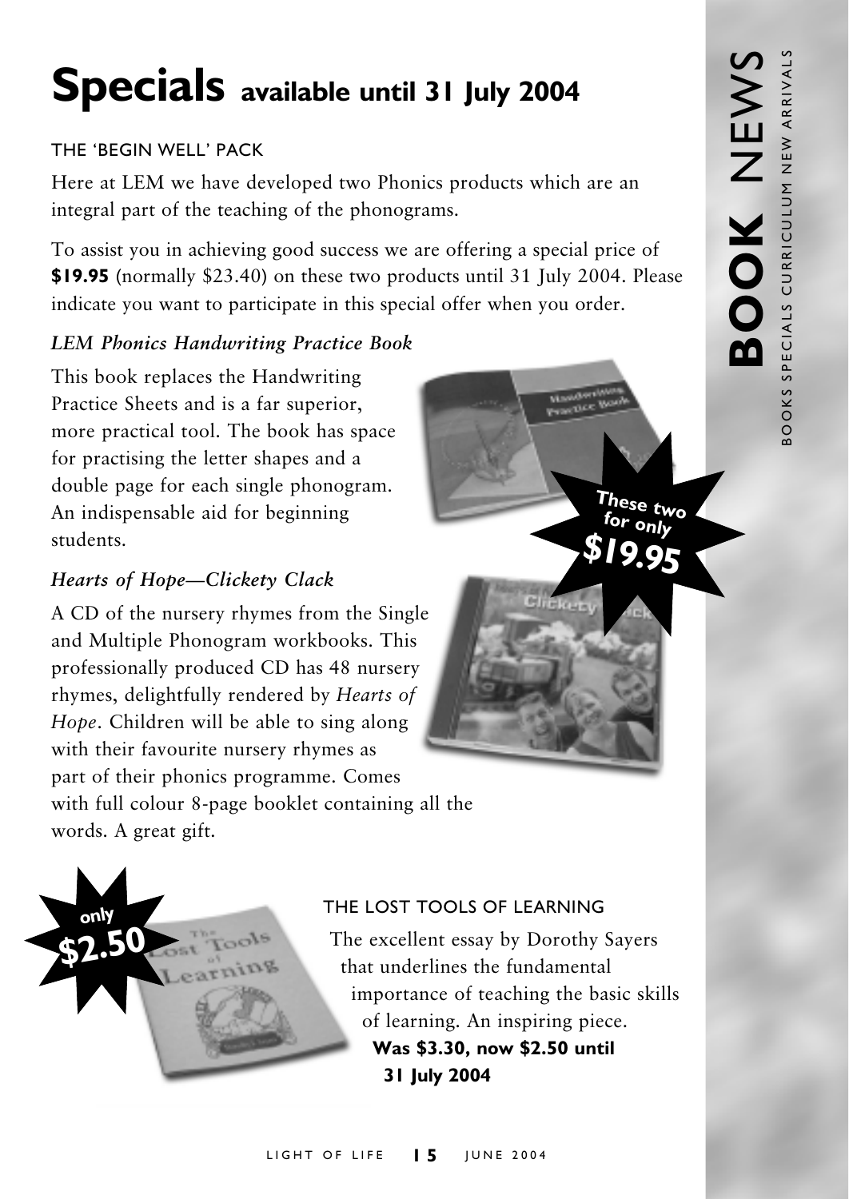# Specials available until 31 July 2004

## THE 'BEGIN WELL' PACK

Here at LEM we have developed two Phonics products which are an integral part of the teaching of the phonograms.

To assist you in achieving good success we are offering a special price of **$19.95** (normally $23.40) on these two products until 31 July 2004. Please indicate you want to participate in this special offer when you order.

### *LEM Phonics Handwriting Practice Book*

This book replaces the Handwriting Practice Sheets and is a far superior, more practical tool. The book has space for practising the letter shapes and a double page for each single phonogram. An indispensable aid for beginning students.

**These two for only $19.95**

### *Hearts of Hope—Clickety Clack*

A CD of the nursery rhymes from the Single and Multiple Phonogram workbooks. This professionally produced CD has 48 nursery rhymes, delightfully rendered by *Hearts of Hope*. Children will be able to sing along with their favourite nursery rhymes as part of their phonics programme. Comes with full colour 8-page booklet containing all the words. A great gift.

**only $2.50**

## THE LOST TOOLS OF LEARNING

The excellent essay by Dorothy Sayers that underlines the fundamental importance of teaching the basic skills of learning. An inspiring piece. **Was $3.30, now $2.50 until 31 July 2004**

**BOOK** NEWS

BOOKS SPECIALS CURRICULUM NEW ARRIVALS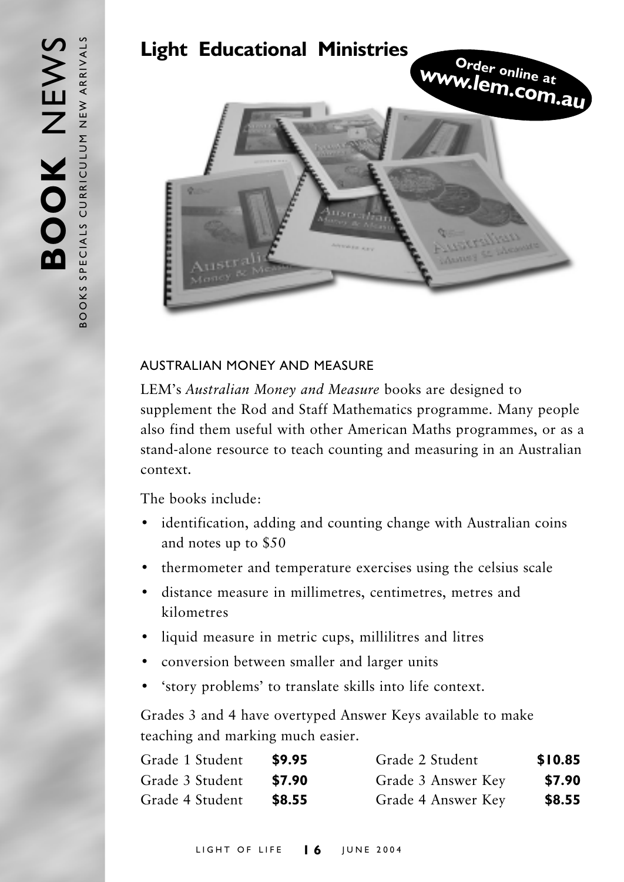# Light Educational Ministries

**Order online at www.lem.com.au**

## AUSTRALIAN MONEY AND MEASURE

LEM's *Australian Money and Measure* books are designed to supplement the Rod and Staff Mathematics programme. Many people also find them useful with other American Maths programmes, or as a stand-alone resource to teach counting and measuring in an Australian context.

The books include:

- identification, adding and counting change with Australian coins and notes up to $50
- thermometer and temperature exercises using the celsius scale
- distance measure in millimetres, centimetres, metres and kilometres
- liquid measure in metric cups, millilitres and litres
- conversion between smaller and larger units
- 'story problems' to translate skills into life context.

Grades 3 and 4 have overtyped Answer Keys available to make teaching and marking much easier.

| | | | |
|---|---|---|---|
| Grade 1 Student | **$9.95** | Grade 2 Student | **$10.85** |
| Grade 3 Student | **$7.90** | Grade 3 Answer Key | **$7.90** |
| Grade 4 Student | **$8.55** | Grade 4 Answer Key | **$8.55** |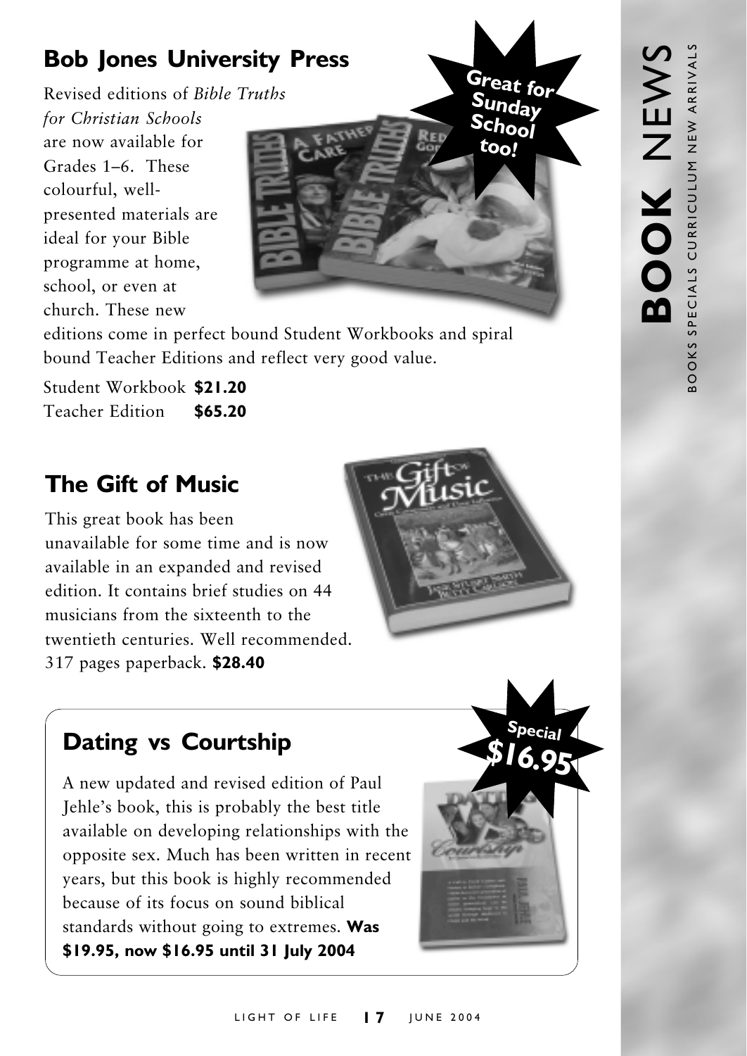## Bob Jones University Press

Revised editions of *Bible Truths for Christian Schools* are now available for Grades 1–6. These colourful, well-presented materials are ideal for your Bible programme at home, school, or even at church. These new editions come in perfect bound Student Workbooks and spiral bound Teacher Editions and reflect very good value.

**Great for Sunday School too!**

Student Workbook **$21.20**
Teacher Edition **$65.20**

## The Gift of Music

This great book has been unavailable for some time and is now available in an expanded and revised edition. It contains brief studies on 44 musicians from the sixteenth to the twentieth centuries. Well recommended. 317 pages paperback. **$28.40**

## Dating vs Courtship

**Special $16.95**

A new updated and revised edition of Paul Jehle's book, this is probably the best title available on developing relationships with the opposite sex. Much has been written in recent years, but this book is highly recommended because of its focus on sound biblical standards without going to extremes. **Was $19.95, now $16.95 until 31 July 2004**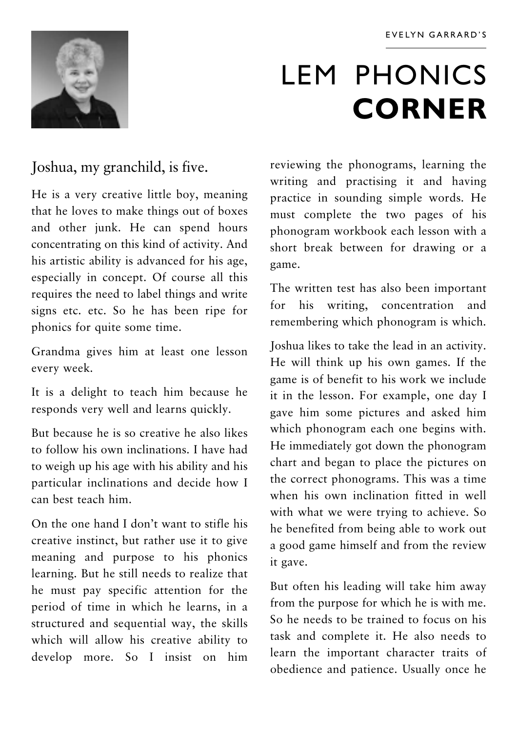EVELYN GARRARD'S

# LEM PHONICS **CORNER**

Joshua, my granchild, is five.

He is a very creative little boy, meaning that he loves to make things out of boxes and other junk. He can spend hours concentrating on this kind of activity. And his artistic ability is advanced for his age, especially in concept. Of course all this requires the need to label things and write signs etc. etc. So he has been ripe for phonics for quite some time.

Grandma gives him at least one lesson every week.

It is a delight to teach him because he responds very well and learns quickly.

But because he is so creative he also likes to follow his own inclinations. I have had to weigh up his age with his ability and his particular inclinations and decide how I can best teach him.

On the one hand I don't want to stifle his creative instinct, but rather use it to give meaning and purpose to his phonics learning. But he still needs to realize that he must pay specific attention for the period of time in which he learns, in a structured and sequential way, the skills which will allow his creative ability to develop more. So I insist on him reviewing the phonograms, learning the writing and practising it and having practice in sounding simple words. He must complete the two pages of his phonogram workbook each lesson with a short break between for drawing or a game.

The written test has also been important for his writing, concentration and remembering which phonogram is which.

Joshua likes to take the lead in an activity. He will think up his own games. If the game is of benefit to his work we include it in the lesson. For example, one day I gave him some pictures and asked him which phonogram each one begins with. He immediately got down the phonogram chart and began to place the pictures on the correct phonograms. This was a time when his own inclination fitted in well with what we were trying to achieve. So he benefited from being able to work out a good game himself and from the review it gave.

But often his leading will take him away from the purpose for which he is with me. So he needs to be trained to focus on his task and complete it. He also needs to learn the important character traits of obedience and patience. Usually once he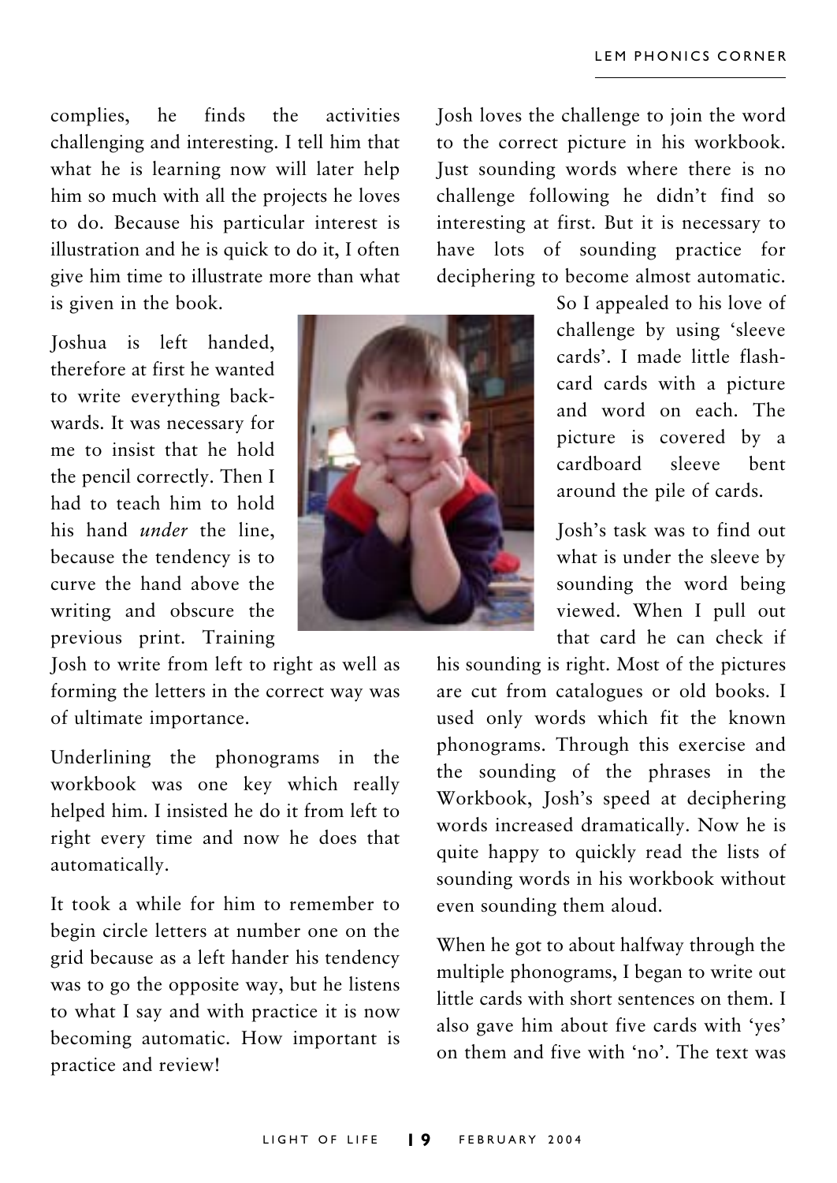complies, he finds the activities challenging and interesting. I tell him that what he is learning now will later help him so much with all the projects he loves to do. Because his particular interest is illustration and he is quick to do it, I often give him time to illustrate more than what is given in the book.

Joshua is left handed, therefore at first he wanted to write everything backwards. It was necessary for me to insist that he hold the pencil correctly. Then I had to teach him to hold his hand *under* the line, because the tendency is to curve the hand above the writing and obscure the previous print. Training Josh to write from left to right as well as forming the letters in the correct way was of ultimate importance.

Underlining the phonograms in the workbook was one key which really helped him. I insisted he do it from left to right every time and now he does that automatically.

It took a while for him to remember to begin circle letters at number one on the grid because as a left hander his tendency was to go the opposite way, but he listens to what I say and with practice it is now becoming automatic. How important is practice and review!

Josh loves the challenge to join the word to the correct picture in his workbook. Just sounding words where there is no challenge following he didn't find so interesting at first. But it is necessary to have lots of sounding practice for deciphering to become almost automatic.

So I appealed to his love of challenge by using 'sleeve cards'. I made little flash-card cards with a picture and word on each. The picture is covered by a cardboard sleeve bent around the pile of cards.

Josh's task was to find out what is under the sleeve by sounding the word being viewed. When I pull out that card he can check if his sounding is right. Most of the pictures are cut from catalogues or old books. I used only words which fit the known phonograms. Through this exercise and the sounding of the phrases in the Workbook, Josh's speed at deciphering words increased dramatically. Now he is quite happy to quickly read the lists of sounding words in his workbook without even sounding them aloud.

When he got to about halfway through the multiple phonograms, I began to write out little cards with short sentences on them. I also gave him about five cards with 'yes' on them and five with 'no'. The text was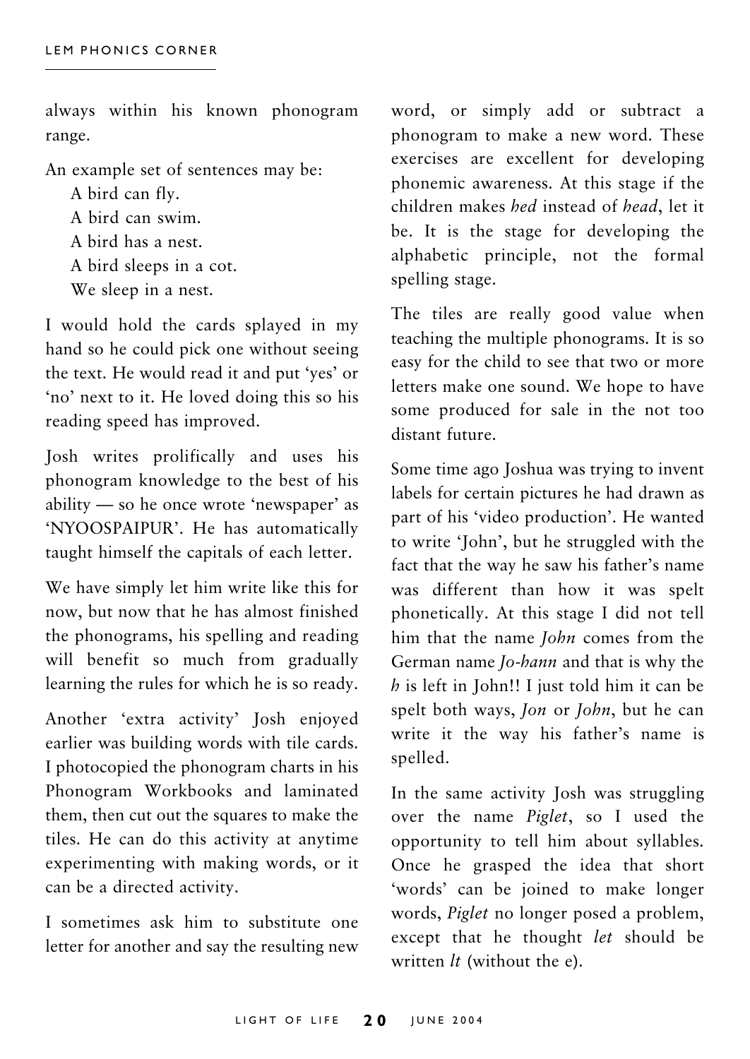always within his known phonogram range.

An example set of sentences may be:

A bird can fly.
A bird can swim.
A bird has a nest.
A bird sleeps in a cot.
We sleep in a nest.

I would hold the cards splayed in my hand so he could pick one without seeing the text. He would read it and put 'yes' or 'no' next to it. He loved doing this so his reading speed has improved.

Josh writes prolifically and uses his phonogram knowledge to the best of his ability — so he once wrote 'newspaper' as 'NYOOSPAIPUR'. He has automatically taught himself the capitals of each letter.

We have simply let him write like this for now, but now that he has almost finished the phonograms, his spelling and reading will benefit so much from gradually learning the rules for which he is so ready.

Another 'extra activity' Josh enjoyed earlier was building words with tile cards. I photocopied the phonogram charts in his Phonogram Workbooks and laminated them, then cut out the squares to make the tiles. He can do this activity at anytime experimenting with making words, or it can be a directed activity.

I sometimes ask him to substitute one letter for another and say the resulting new word, or simply add or subtract a phonogram to make a new word. These exercises are excellent for developing phonemic awareness. At this stage if the children makes *hed* instead of *head*, let it be. It is the stage for developing the alphabetic principle, not the formal spelling stage.

The tiles are really good value when teaching the multiple phonograms. It is so easy for the child to see that two or more letters make one sound. We hope to have some produced for sale in the not too distant future.

Some time ago Joshua was trying to invent labels for certain pictures he had drawn as part of his 'video production'. He wanted to write 'John', but he struggled with the fact that the way he saw his father's name was different than how it was spelt phonetically. At this stage I did not tell him that the name *John* comes from the German name *Jo-hann* and that is why the *h* is left in John!! I just told him it can be spelt both ways, *Jon* or *John*, but he can write it the way his father's name is spelled.

In the same activity Josh was struggling over the name *Piglet*, so I used the opportunity to tell him about syllables. Once he grasped the idea that short 'words' can be joined to make longer words, *Piglet* no longer posed a problem, except that he thought *let* should be written *lt* (without the e).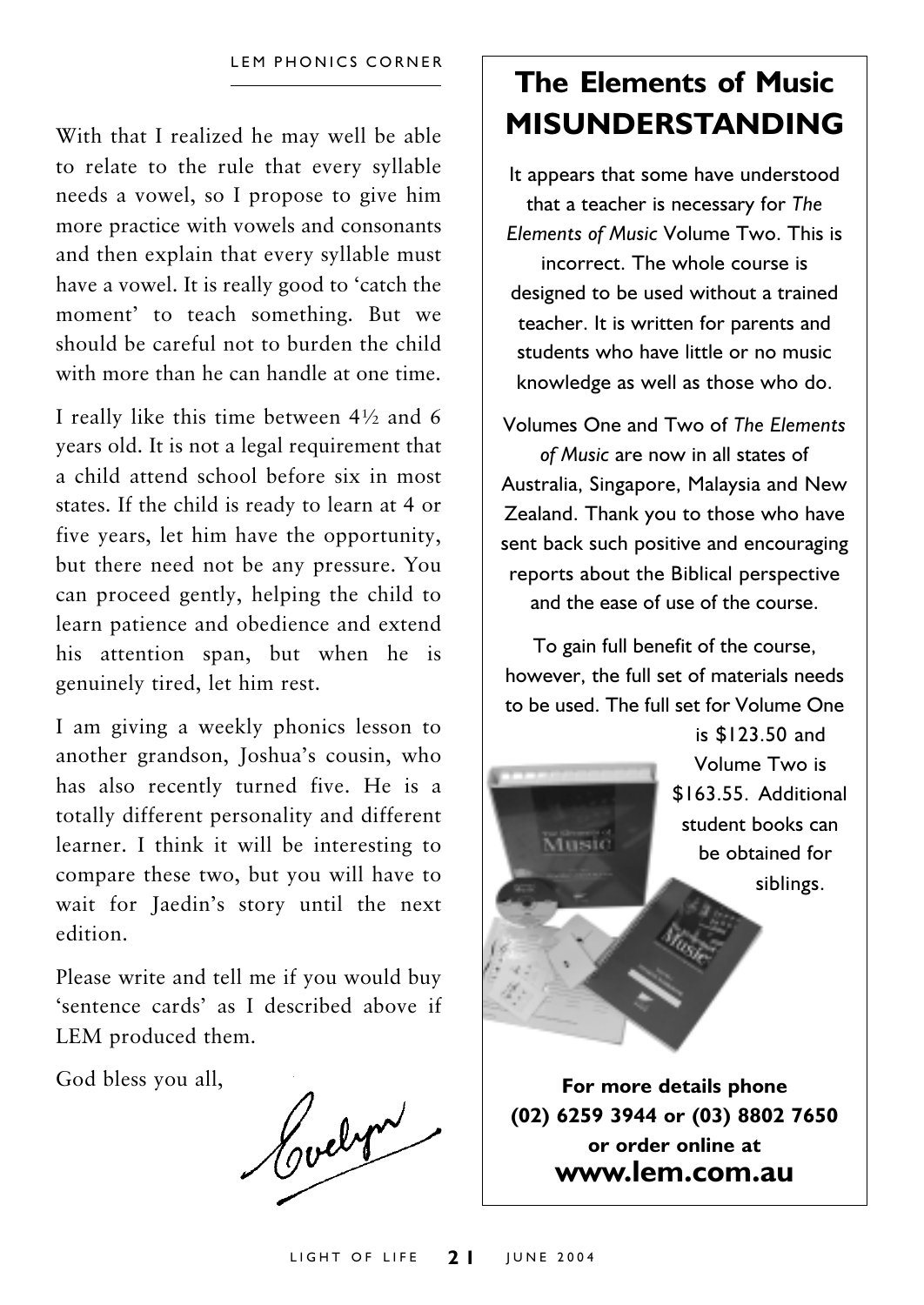With that I realized he may well be able to relate to the rule that every syllable needs a vowel, so I propose to give him more practice with vowels and consonants and then explain that every syllable must have a vowel. It is really good to 'catch the moment' to teach something. But we should be careful not to burden the child with more than he can handle at one time.

I really like this time between 4½ and 6 years old. It is not a legal requirement that a child attend school before six in most states. If the child is ready to learn at 4 or five years, let him have the opportunity, but there need not be any pressure. You can proceed gently, helping the child to learn patience and obedience and extend his attention span, but when he is genuinely tired, let him rest.

I am giving a weekly phonics lesson to another grandson, Joshua's cousin, who has also recently turned five. He is a totally different personality and different learner. I think it will be interesting to compare these two, but you will have to wait for Jaedin's story until the next edition.

Please write and tell me if you would buy 'sentence cards' as I described above if LEM produced them.

God bless you all,

Evelyn

# The Elements of Music MISUNDERSTANDING

It appears that some have understood that a teacher is necessary for *The Elements of Music* Volume Two. This is incorrect. The whole course is designed to be used without a trained teacher. It is written for parents and students who have little or no music knowledge as well as those who do.

Volumes One and Two of *The Elements of Music* are now in all states of Australia, Singapore, Malaysia and New Zealand. Thank you to those who have sent back such positive and encouraging reports about the Biblical perspective and the ease of use of the course.

To gain full benefit of the course, however, the full set of materials needs to be used. The full set for Volume One is $123.50 and Volume Two is $163.55. Additional student books can be obtained for siblings.

**For more details phone (02) 6259 3944 or (03) 8802 7650 or order online at**

**www.lem.com.au**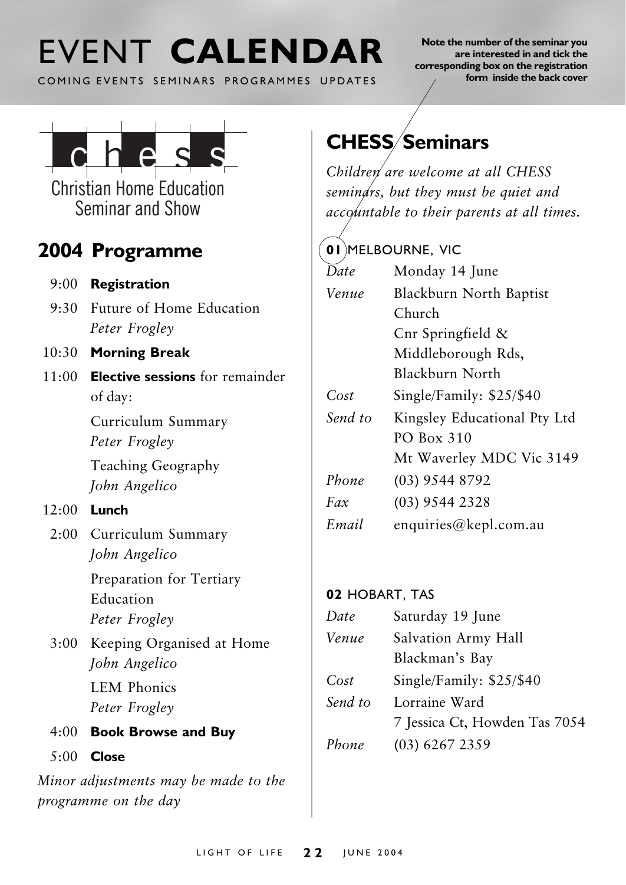# EVENT CALENDAR

COMING EVENTS SEMINARS PROGRAMMES UPDATES

**Note the number of the seminar you are interested in and tick the corresponding box on the registration form inside the back cover**

chess

Christian Home Education Seminar and Show

## 2004 Programme

| | |
|---|---|
| 9:00 | **Registration** |
| 9:30 | Future of Home Education *Peter Frogley* |
| 10:30 | **Morning Break** |
| 11:00 | **Elective sessions** for remainder of day: |
| | Curriculum Summary *Peter Frogley* |
| | Teaching Geography *John Angelico* |
| 12:00 | **Lunch** |
| 2:00 | Curriculum Summary *John Angelico* |
| | Preparation for Tertiary Education *Peter Frogley* |
| 3:00 | Keeping Organised at Home *John Angelico* |
| | LEM Phonics *Peter Frogley* |
| 4:00 | **Book Browse and Buy** |
| 5:00 | **Close** |

*Minor adjustments may be made to the programme on the day*

## CHESS Seminars

*Children are welcome at all CHESS seminars, but they must be quiet and accountable to their parents at all times.*

### 01 MELBOURNE, VIC

| | |
|---|---|
| *Date* | Monday 14 June |
| *Venue* | Blackburn North Baptist Church<br>Cnr Springfield & Middleborough Rds, Blackburn North |
| *Cost* | Single/Family: $25/$40 |
| *Send to* | Kingsley Educational Pty Ltd<br>PO Box 310<br>Mt Waverley MDC Vic 3149 |
| *Phone* | (03) 9544 8792 |
| *Fax* | (03) 9544 2328 |
| *Email* | enquiries@kepl.com.au |

### 02 HOBART, TAS

| | |
|---|---|
| *Date* | Saturday 19 June |
| *Venue* | Salvation Army Hall<br>Blackman's Bay |
| *Cost* | Single/Family: $25/$40 |
| *Send to* | Lorraine Ward<br>7 Jessica Ct, Howden Tas 7054 |
| *Phone* | (03) 6267 2359 |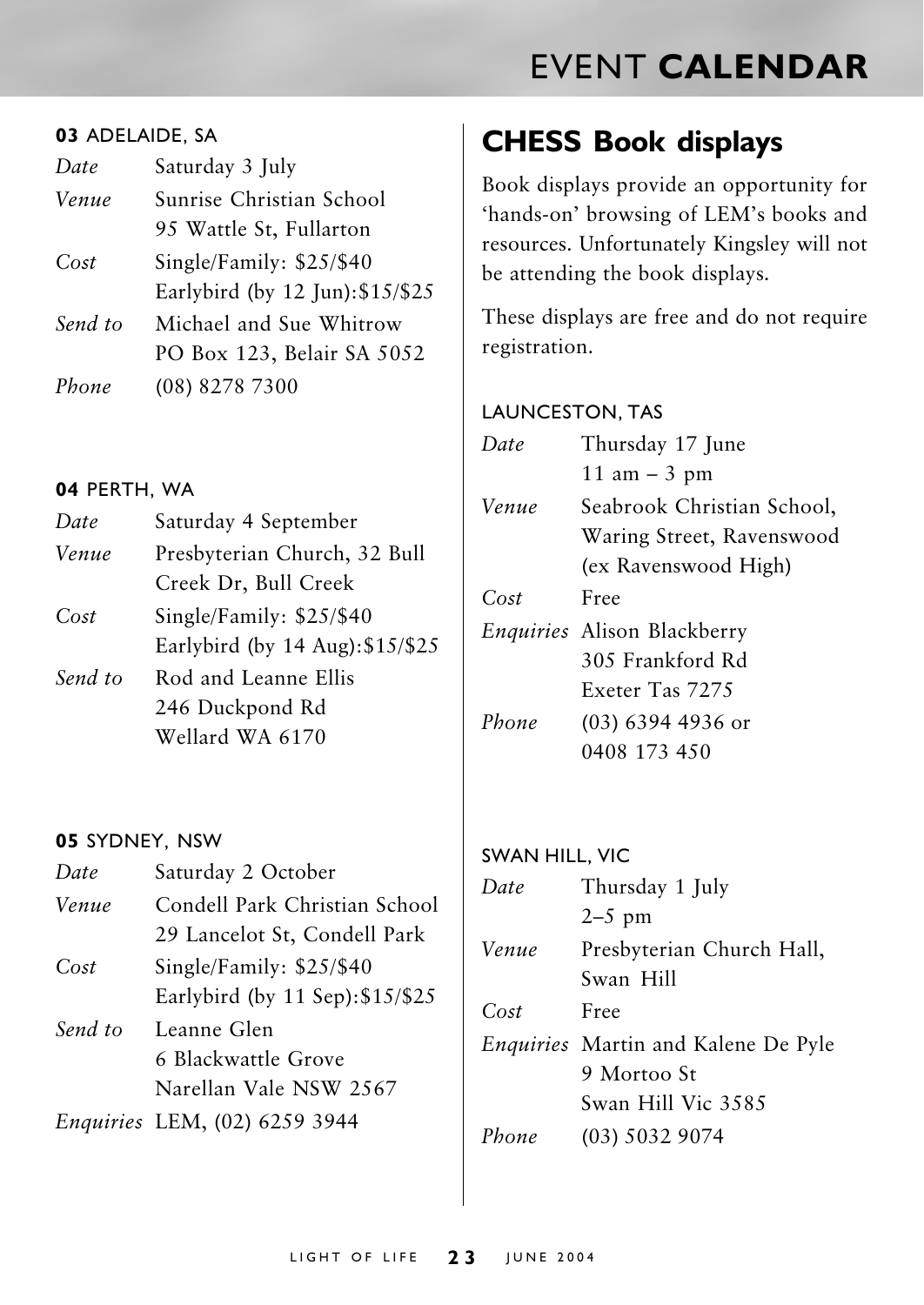# EVENT **CALENDAR**

**03** ADELAIDE, SA

| | |
|---|---|
| *Date* | Saturday 3 July |
| *Venue* | Sunrise Christian School<br>95 Wattle St, Fullarton |
| *Cost* | Single/Family: $25/$40<br>Earlybird (by 12 Jun):$15/$25 |
| *Send to* | Michael and Sue Whitrow<br>PO Box 123, Belair SA 5052 |
| *Phone* | (08) 8278 7300 |

**04** PERTH, WA

| | |
|---|---|
| *Date* | Saturday 4 September |
| *Venue* | Presbyterian Church, 32 Bull Creek Dr, Bull Creek |
| *Cost* | Single/Family: $25/$40<br>Earlybird (by 14 Aug):$15/$25 |
| *Send to* | Rod and Leanne Ellis<br>246 Duckpond Rd<br>Wellard WA 6170 |

**05** SYDNEY, NSW

| | |
|---|---|
| *Date* | Saturday 2 October |
| *Venue* | Condell Park Christian School<br>29 Lancelot St, Condell Park |
| *Cost* | Single/Family: $25/$40<br>Earlybird (by 11 Sep):$15/$25 |
| *Send to* | Leanne Glen<br>6 Blackwattle Grove<br>Narellan Vale NSW 2567 |
| *Enquiries* | LEM, (02) 6259 3944 |

## CHESS Book displays

Book displays provide an opportunity for 'hands-on' browsing of LEM's books and resources. Unfortunately Kingsley will not be attending the book displays.

These displays are free and do not require registration.

LAUNCESTON, TAS

| | |
|---|---|
| *Date* | Thursday 17 June<br>11 am – 3 pm |
| *Venue* | Seabrook Christian School, Waring Street, Ravenswood (ex Ravenswood High) |
| *Cost* | Free |
| *Enquiries* | Alison Blackberry<br>305 Frankford Rd<br>Exeter Tas 7275 |
| *Phone* | (03) 6394 4936 or<br>0408 173 450 |

SWAN HILL, VIC

| | |
|---|---|
| *Date* | Thursday 1 July<br>2–5 pm |
| *Venue* | Presbyterian Church Hall, Swan Hill |
| *Cost* | Free |
| *Enquiries* | Martin and Kalene De Pyle<br>9 Mortoo St<br>Swan Hill Vic 3585 |
| *Phone* | (03) 5032 9074 |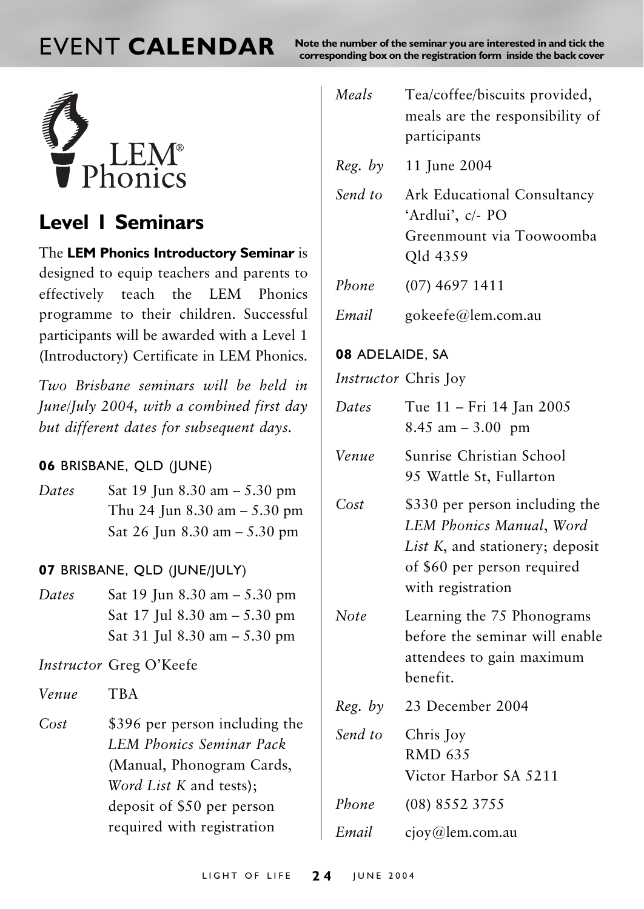# EVENT **CALENDAR**

**Note the number of the seminar you are interested in and tick the corresponding box on the registration form inside the back cover**

LEM® Phonics

## Level 1 Seminars

The **LEM Phonics Introductory Seminar** is designed to equip teachers and parents to effectively teach the LEM Phonics programme to their children. Successful participants will be awarded with a Level 1 (Introductory) Certificate in LEM Phonics.

*Two Brisbane seminars will be held in June/July 2004, with a combined first day but different dates for subsequent days.*

### 06 BRISBANE, QLD (JUNE)

*Dates* Sat 19 Jun 8.30 am – 5.30 pm
Thu 24 Jun 8.30 am – 5.30 pm
Sat 26 Jun 8.30 am – 5.30 pm

### 07 BRISBANE, QLD (JUNE/JULY)

*Dates* Sat 19 Jun 8.30 am – 5.30 pm
Sat 17 Jul 8.30 am – 5.30 pm
Sat 31 Jul 8.30 am – 5.30 pm

*Instructor* Greg O'Keefe

*Venue* TBA

*Cost* $396 per person including the *LEM Phonics Seminar Pack* (Manual, Phonogram Cards, *Word List K* and tests); deposit of $50 per person required with registration

*Meals* Tea/coffee/biscuits provided, meals are the responsibility of participants

*Reg. by* 11 June 2004

*Send to* Ark Educational Consultancy
'Ardlui', c/- PO
Greenmount via Toowoomba
Qld 4359

*Phone* (07) 4697 1411

*Email* gokeefe@lem.com.au

### 08 ADELAIDE, SA

*Instructor* Chris Joy

*Dates* Tue 11 – Fri 14 Jan 2005
8.45 am – 3.00 pm

*Venue* Sunrise Christian School
95 Wattle St, Fullarton

*Cost* $330 per person including the *LEM Phonics Manual*, *Word List K*, and stationery; deposit of $60 per person required with registration

*Note* Learning the 75 Phonograms before the seminar will enable attendees to gain maximum benefit.

*Reg. by* 23 December 2004

*Send to* Chris Joy
RMD 635
Victor Harbor SA 5211

*Phone* (08) 8552 3755

*Email* cjoy@lem.com.au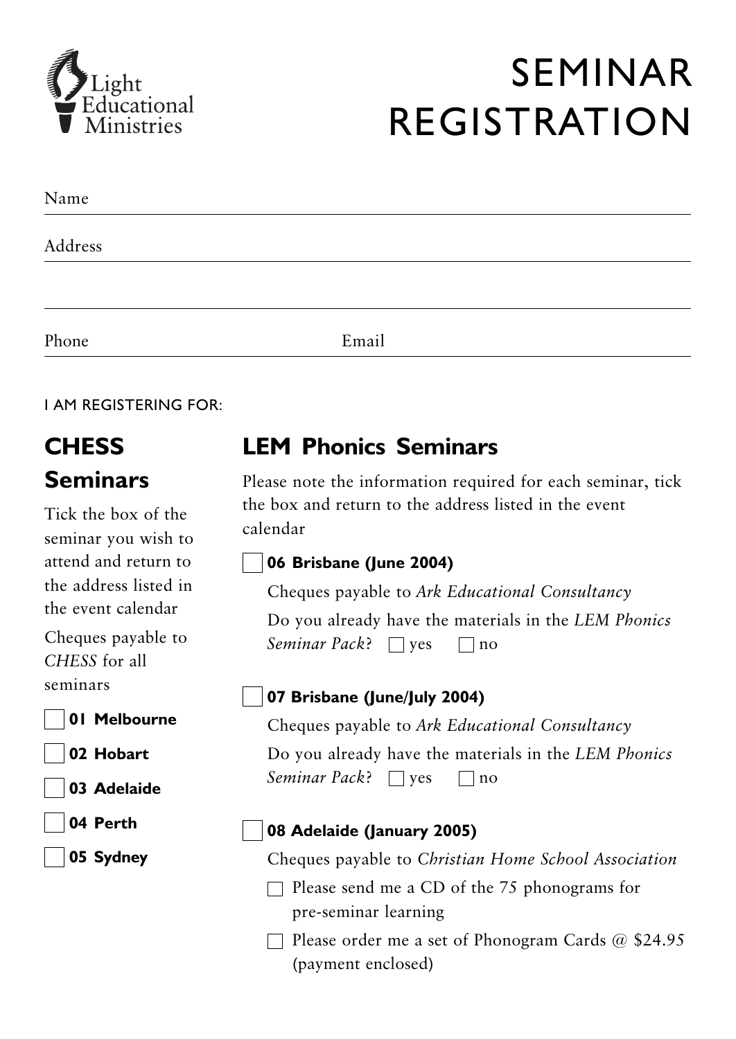Light Educational Ministries

# SEMINAR REGISTRATION

Name

Address

Phone Email

I AM REGISTERING FOR:

## CHESS Seminars

Tick the box of the seminar you wish to attend and return to the address listed in the event calendar

Cheques payable to *CHESS* for all seminars

- ☐ **01 Melbourne**
- ☐ **02 Hobart**
- ☐ **03 Adelaide**
- ☐ **04 Perth**
- ☐ **05 Sydney**

## LEM Phonics Seminars

Please note the information required for each seminar, tick the box and return to the address listed in the event calendar

☐ **06 Brisbane (June 2004)**

Cheques payable to *Ark Educational Consultancy*

Do you already have the materials in the *LEM Phonics Seminar Pack*? ☐ yes ☐ no

☐ **07 Brisbane (June/July 2004)**

Cheques payable to *Ark Educational Consultancy*

Do you already have the materials in the *LEM Phonics Seminar Pack*? ☐ yes ☐ no

☐ **08 Adelaide (January 2005)**

Cheques payable to *Christian Home School Association*

- ☐ Please send me a CD of the 75 phonograms for pre-seminar learning
- ☐ Please order me a set of Phonogram Cards @ $24.95 (payment enclosed)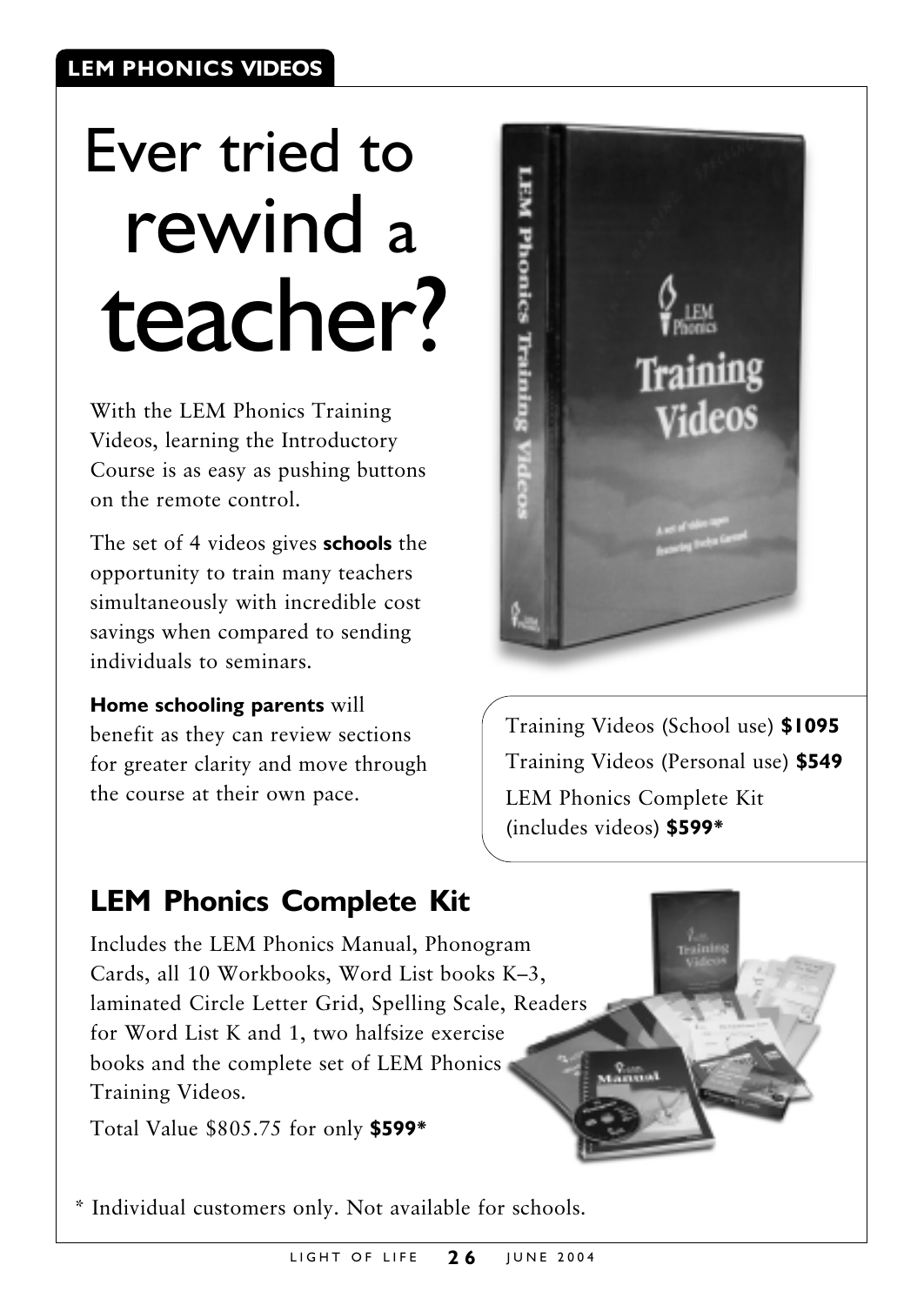LEM PHONICS VIDEOS

# Ever tried to rewind a teacher?

With the LEM Phonics Training Videos, learning the Introductory Course is as easy as pushing buttons on the remote control.

The set of 4 videos gives **schools** the opportunity to train many teachers simultaneously with incredible cost savings when compared to sending individuals to seminars.

**Home schooling parents** will benefit as they can review sections for greater clarity and move through the course at their own pace.

Training Videos (School use) **$1095**

Training Videos (Personal use) **$549**

LEM Phonics Complete Kit (includes videos) **$599***

## LEM Phonics Complete Kit

Includes the LEM Phonics Manual, Phonogram Cards, all 10 Workbooks, Word List books K–3, laminated Circle Letter Grid, Spelling Scale, Readers for Word List K and 1, two halfsize exercise books and the complete set of LEM Phonics Training Videos.

Total Value $805.75 for only **$599***

* Individual customers only. Not available for schools.